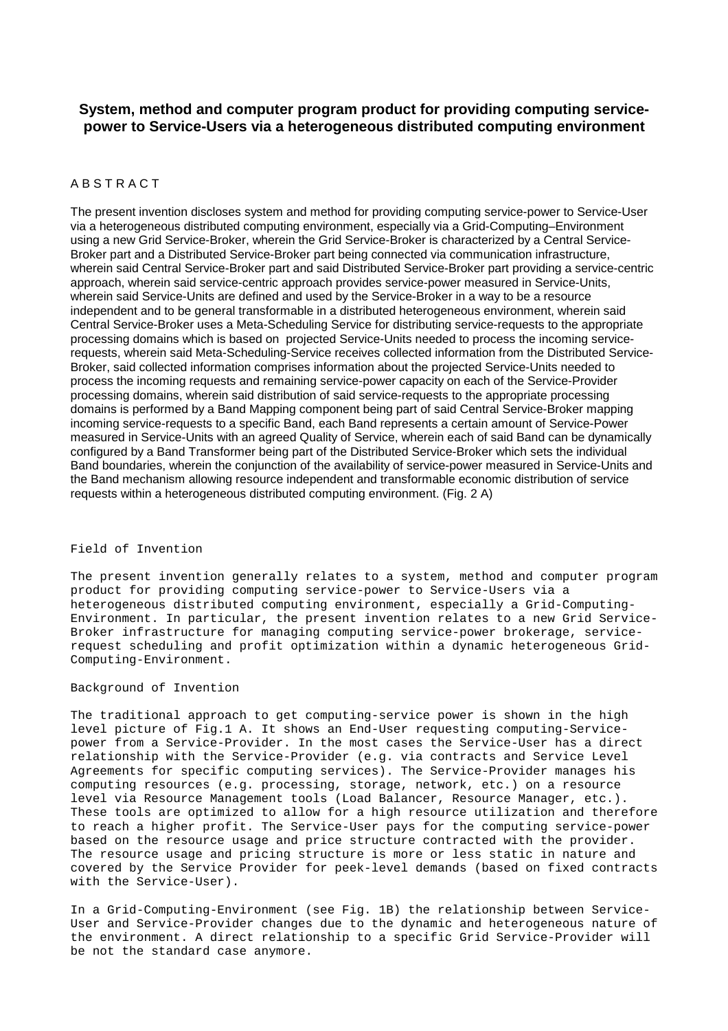# System, method and computer program product for providing computing service-power to Service-Users via a heterogeneous distributed computing environment

## A B S T R A C T

The present invention discloses system and method for providing computing service-power to Service-User via a heterogeneous distributed computing environment, especially via a Grid-Computing–Environment using a new Grid Service-Broker, wherein the Grid Service-Broker is characterized by a Central Service-Broker part and a Distributed Service-Broker part being connected via communication infrastructure, wherein said Central Service-Broker part and said Distributed Service-Broker part providing a service-centric approach, wherein said service-centric approach provides service-power measured in Service-Units, wherein said Service-Units are defined and used by the Service-Broker in a way to be a resource independent and to be general transformable in a distributed heterogeneous environment, wherein said Central Service-Broker uses a Meta-Scheduling Service for distributing service-requests to the appropriate processing domains which is based on projected Service-Units needed to process the incoming service-requests, wherein said Meta-Scheduling-Service receives collected information from the Distributed Service-Broker, said collected information comprises information about the projected Service-Units needed to process the incoming requests and remaining service-power capacity on each of the Service-Provider processing domains, wherein said distribution of said service-requests to the appropriate processing domains is performed by a Band Mapping component being part of said Central Service-Broker mapping incoming service-requests to a specific Band, each Band represents a certain amount of Service-Power measured in Service-Units with an agreed Quality of Service, wherein each of said Band can be dynamically configured by a Band Transformer being part of the Distributed Service-Broker which sets the individual Band boundaries, wherein the conjunction of the availability of service-power measured in Service-Units and the Band mechanism allowing resource independent and transformable economic distribution of service requests within a heterogeneous distributed computing environment. (Fig. 2 A)

## Field of Invention

The present invention generally relates to a system, method and computer program product for providing computing service-power to Service-Users via a heterogeneous distributed computing environment, especially a Grid-Computing-Environment. In particular, the present invention relates to a new Grid Service-Broker infrastructure for managing computing service-power brokerage, service-request scheduling and profit optimization within a dynamic heterogeneous Grid-Computing-Environment.

## Background of Invention

The traditional approach to get computing-service power is shown in the high level picture of Fig.1 A. It shows an End-User requesting computing-Service-power from a Service-Provider. In the most cases the Service-User has a direct relationship with the Service-Provider (e.g. via contracts and Service Level Agreements for specific computing services). The Service-Provider manages his computing resources (e.g. processing, storage, network, etc.) on a resource level via Resource Management tools (Load Balancer, Resource Manager, etc.). These tools are optimized to allow for a high resource utilization and therefore to reach a higher profit. The Service-User pays for the computing service-power based on the resource usage and price structure contracted with the provider. The resource usage and pricing structure is more or less static in nature and covered by the Service Provider for peek-level demands (based on fixed contracts with the Service-User).

In a Grid-Computing-Environment (see Fig. 1B) the relationship between Service-User and Service-Provider changes due to the dynamic and heterogeneous nature of the environment. A direct relationship to a specific Grid Service-Provider will be not the standard case anymore.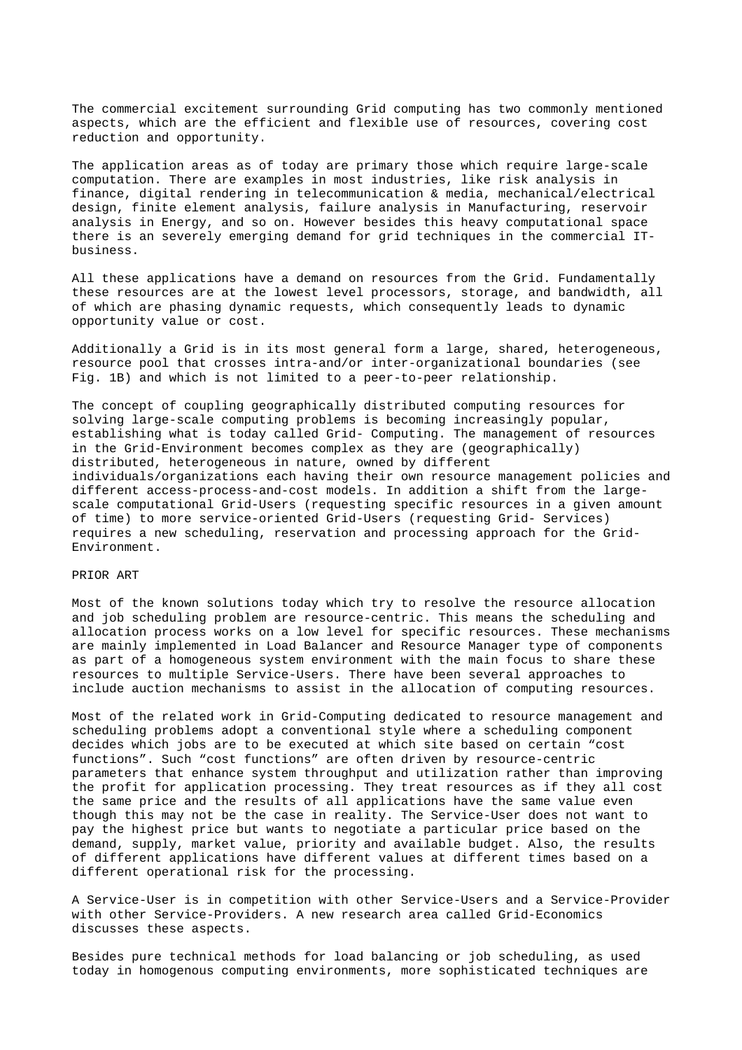The commercial excitement surrounding Grid computing has two commonly mentioned aspects, which are the efficient and flexible use of resources, covering cost reduction and opportunity.

The application areas as of today are primary those which require large-scale computation. There are examples in most industries, like risk analysis in finance, digital rendering in telecommunication & media, mechanical/electrical design, finite element analysis, failure analysis in Manufacturing, reservoir analysis in Energy, and so on. However besides this heavy computational space there is an severely emerging demand for grid techniques in the commercial IT-business.

All these applications have a demand on resources from the Grid. Fundamentally these resources are at the lowest level processors, storage, and bandwidth, all of which are phasing dynamic requests, which consequently leads to dynamic opportunity value or cost.

Additionally a Grid is in its most general form a large, shared, heterogeneous, resource pool that crosses intra-and/or inter-organizational boundaries (see Fig. 1B) and which is not limited to a peer-to-peer relationship.

The concept of coupling geographically distributed computing resources for solving large-scale computing problems is becoming increasingly popular, establishing what is today called Grid- Computing. The management of resources in the Grid-Environment becomes complex as they are (geographically) distributed, heterogeneous in nature, owned by different individuals/organizations each having their own resource management policies and different access-process-and-cost models. In addition a shift from the large-scale computational Grid-Users (requesting specific resources in a given amount of time) to more service-oriented Grid-Users (requesting Grid- Services) requires a new scheduling, reservation and processing approach for the Grid-Environment.

PRIOR ART

Most of the known solutions today which try to resolve the resource allocation and job scheduling problem are resource-centric. This means the scheduling and allocation process works on a low level for specific resources. These mechanisms are mainly implemented in Load Balancer and Resource Manager type of components as part of a homogeneous system environment with the main focus to share these resources to multiple Service-Users. There have been several approaches to include auction mechanisms to assist in the allocation of computing resources.

Most of the related work in Grid-Computing dedicated to resource management and scheduling problems adopt a conventional style where a scheduling component decides which jobs are to be executed at which site based on certain “cost functions”. Such “cost functions” are often driven by resource-centric parameters that enhance system throughput and utilization rather than improving the profit for application processing. They treat resources as if they all cost the same price and the results of all applications have the same value even though this may not be the case in reality. The Service-User does not want to pay the highest price but wants to negotiate a particular price based on the demand, supply, market value, priority and available budget. Also, the results of different applications have different values at different times based on a different operational risk for the processing.

A Service-User is in competition with other Service-Users and a Service-Provider with other Service-Providers. A new research area called Grid-Economics discusses these aspects.

Besides pure technical methods for load balancing or job scheduling, as used today in homogenous computing environments, more sophisticated techniques are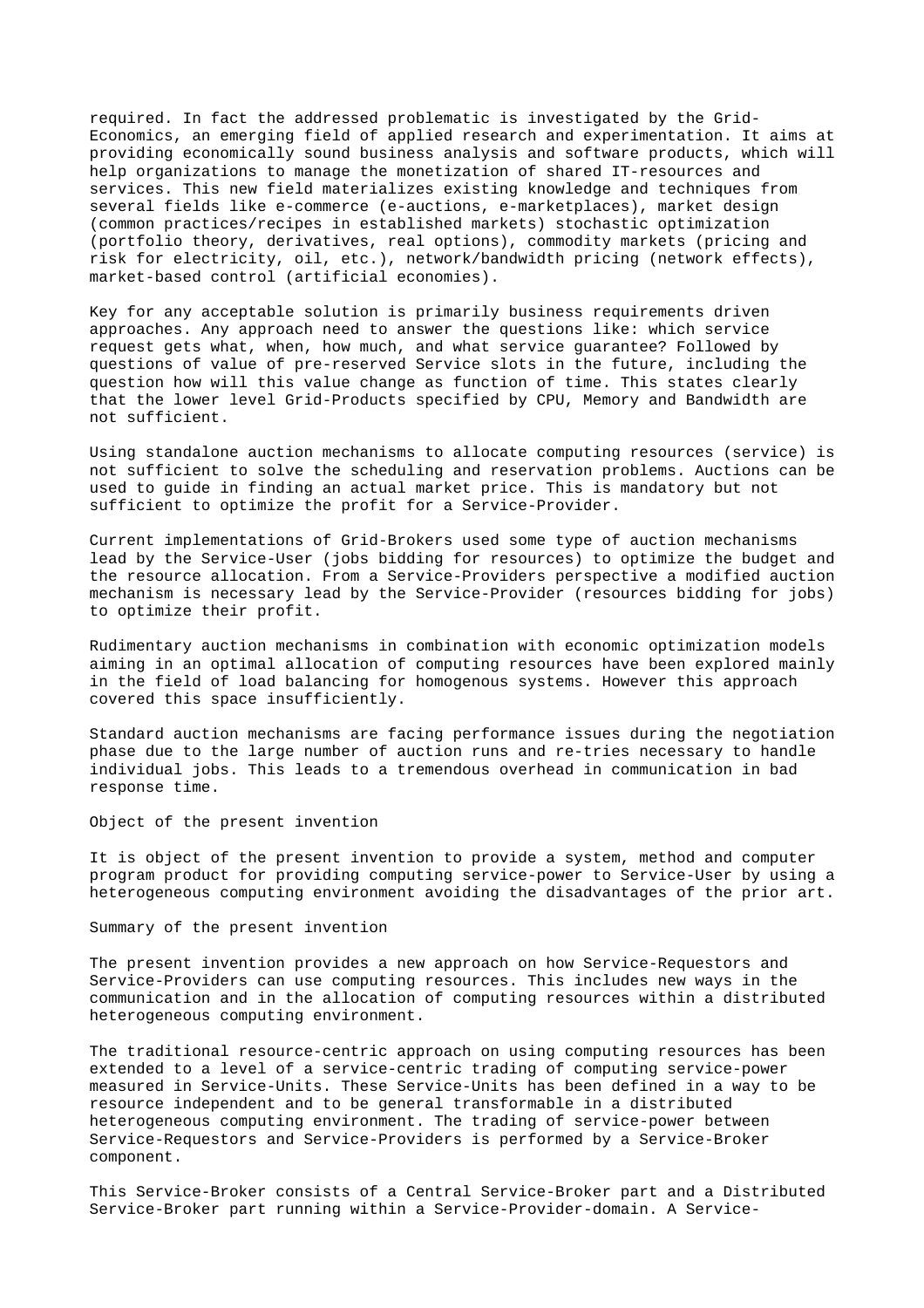required. In fact the addressed problematic is investigated by the Grid-Economics, an emerging field of applied research and experimentation. It aims at providing economically sound business analysis and software products, which will help organizations to manage the monetization of shared IT-resources and services. This new field materializes existing knowledge and techniques from several fields like e-commerce (e-auctions, e-marketplaces), market design (common practices/recipes in established markets) stochastic optimization (portfolio theory, derivatives, real options), commodity markets (pricing and risk for electricity, oil, etc.), network/bandwidth pricing (network effects), market-based control (artificial economies).

Key for any acceptable solution is primarily business requirements driven approaches. Any approach need to answer the questions like: which service request gets what, when, how much, and what service guarantee? Followed by questions of value of pre-reserved Service slots in the future, including the question how will this value change as function of time. This states clearly that the lower level Grid-Products specified by CPU, Memory and Bandwidth are not sufficient.

Using standalone auction mechanisms to allocate computing resources (service) is not sufficient to solve the scheduling and reservation problems. Auctions can be used to guide in finding an actual market price. This is mandatory but not sufficient to optimize the profit for a Service-Provider.

Current implementations of Grid-Brokers used some type of auction mechanisms lead by the Service-User (jobs bidding for resources) to optimize the budget and the resource allocation. From a Service-Providers perspective a modified auction mechanism is necessary lead by the Service-Provider (resources bidding for jobs) to optimize their profit.

Rudimentary auction mechanisms in combination with economic optimization models aiming in an optimal allocation of computing resources have been explored mainly in the field of load balancing for homogenous systems. However this approach covered this space insufficiently.

Standard auction mechanisms are facing performance issues during the negotiation phase due to the large number of auction runs and re-tries necessary to handle individual jobs. This leads to a tremendous overhead in communication in bad response time.

## Object of the present invention

It is object of the present invention to provide a system, method and computer program product for providing computing service-power to Service-User by using a heterogeneous computing environment avoiding the disadvantages of the prior art.

## Summary of the present invention

The present invention provides a new approach on how Service-Requestors and Service-Providers can use computing resources. This includes new ways in the communication and in the allocation of computing resources within a distributed heterogeneous computing environment.

The traditional resource-centric approach on using computing resources has been extended to a level of a service-centric trading of computing service-power measured in Service-Units. These Service-Units has been defined in a way to be resource independent and to be general transformable in a distributed heterogeneous computing environment. The trading of service-power between Service-Requestors and Service-Providers is performed by a Service-Broker component.

This Service-Broker consists of a Central Service-Broker part and a Distributed Service-Broker part running within a Service-Provider-domain. A Service-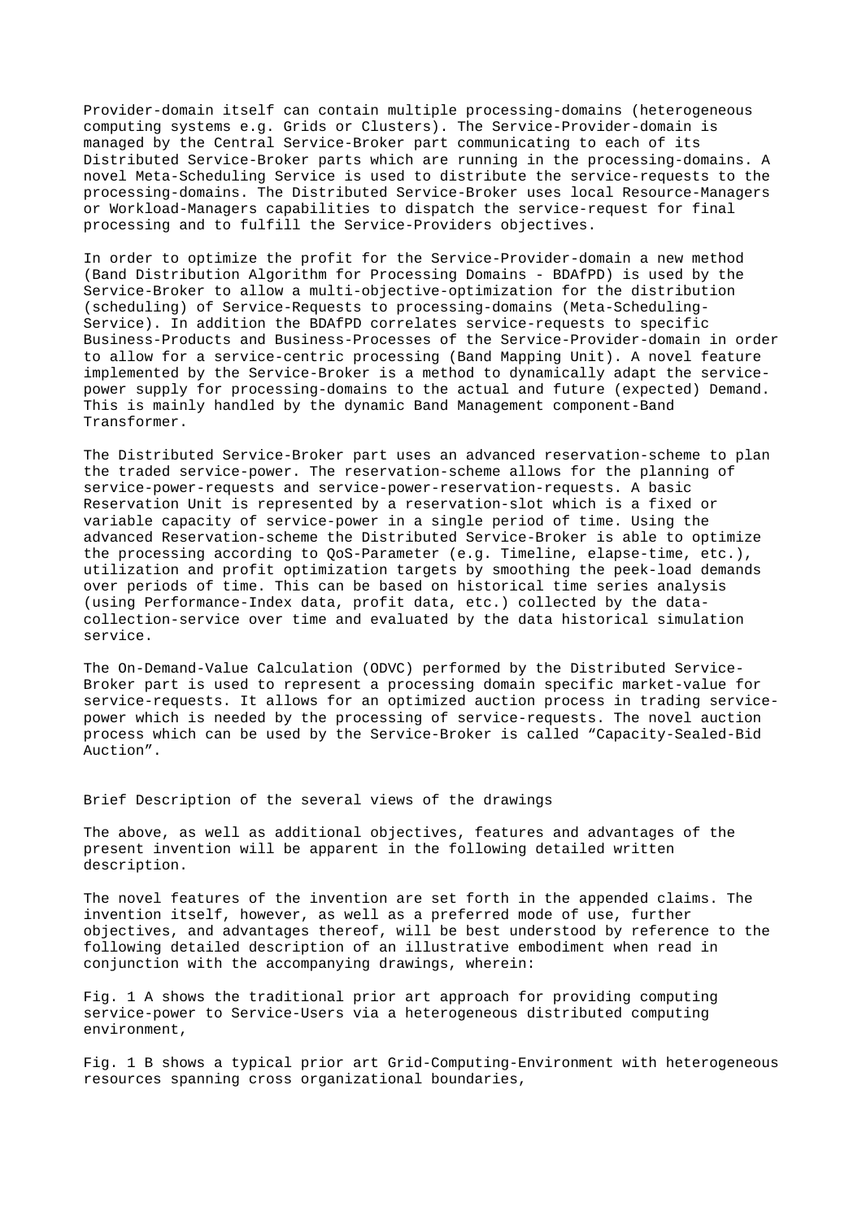Provider-domain itself can contain multiple processing-domains (heterogeneous computing systems e.g. Grids or Clusters). The Service-Provider-domain is managed by the Central Service-Broker part communicating to each of its Distributed Service-Broker parts which are running in the processing-domains. A novel Meta-Scheduling Service is used to distribute the service-requests to the processing-domains. The Distributed Service-Broker uses local Resource-Managers or Workload-Managers capabilities to dispatch the service-request for final processing and to fulfill the Service-Providers objectives.

In order to optimize the profit for the Service-Provider-domain a new method (Band Distribution Algorithm for Processing Domains - BDAfPD) is used by the Service-Broker to allow a multi-objective-optimization for the distribution (scheduling) of Service-Requests to processing-domains (Meta-Scheduling-Service). In addition the BDAfPD correlates service-requests to specific Business-Products and Business-Processes of the Service-Provider-domain in order to allow for a service-centric processing (Band Mapping Unit). A novel feature implemented by the Service-Broker is a method to dynamically adapt the service-power supply for processing-domains to the actual and future (expected) Demand. This is mainly handled by the dynamic Band Management component-Band Transformer.

The Distributed Service-Broker part uses an advanced reservation-scheme to plan the traded service-power. The reservation-scheme allows for the planning of service-power-requests and service-power-reservation-requests. A basic Reservation Unit is represented by a reservation-slot which is a fixed or variable capacity of service-power in a single period of time. Using the advanced Reservation-scheme the Distributed Service-Broker is able to optimize the processing according to QoS-Parameter (e.g. Timeline, elapse-time, etc.), utilization and profit optimization targets by smoothing the peek-load demands over periods of time. This can be based on historical time series analysis (using Performance-Index data, profit data, etc.) collected by the data-collection-service over time and evaluated by the data historical simulation service.

The On-Demand-Value Calculation (ODVC) performed by the Distributed Service-Broker part is used to represent a processing domain specific market-value for service-requests. It allows for an optimized auction process in trading service-power which is needed by the processing of service-requests. The novel auction process which can be used by the Service-Broker is called "Capacity-Sealed-Bid Auction".

## Brief Description of the several views of the drawings

The above, as well as additional objectives, features and advantages of the present invention will be apparent in the following detailed written description.

The novel features of the invention are set forth in the appended claims. The invention itself, however, as well as a preferred mode of use, further objectives, and advantages thereof, will be best understood by reference to the following detailed description of an illustrative embodiment when read in conjunction with the accompanying drawings, wherein:

Fig. 1 A shows the traditional prior art approach for providing computing service-power to Service-Users via a heterogeneous distributed computing environment,

Fig. 1 B shows a typical prior art Grid-Computing-Environment with heterogeneous resources spanning cross organizational boundaries,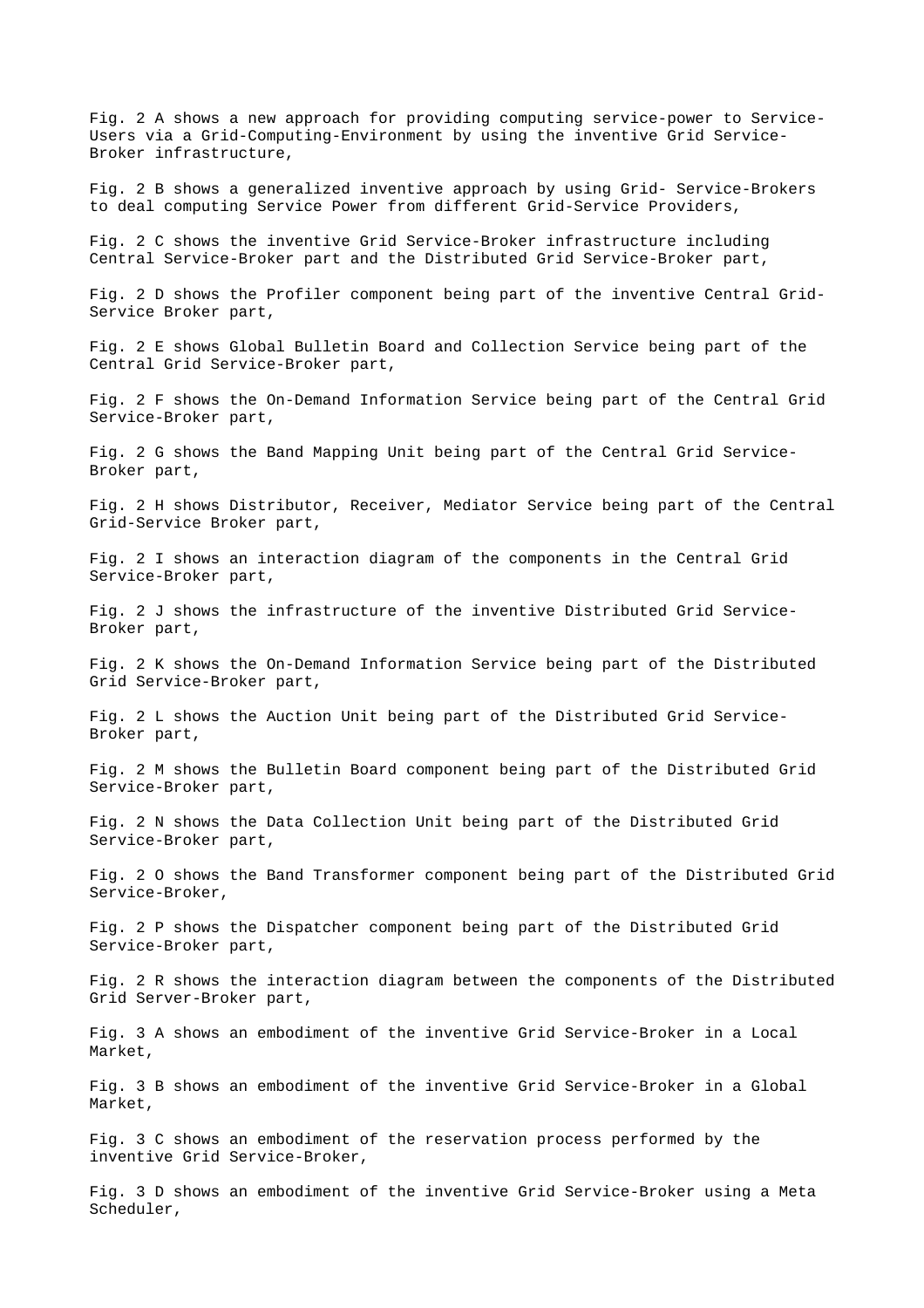Fig. 2 A shows a new approach for providing computing service-power to Service-Users via a Grid-Computing-Environment by using the inventive Grid Service-Broker infrastructure,

Fig. 2 B shows a generalized inventive approach by using Grid- Service-Brokers to deal computing Service Power from different Grid-Service Providers,

Fig. 2 C shows the inventive Grid Service-Broker infrastructure including Central Service-Broker part and the Distributed Grid Service-Broker part,

Fig. 2 D shows the Profiler component being part of the inventive Central Grid-Service Broker part,

Fig. 2 E shows Global Bulletin Board and Collection Service being part of the Central Grid Service-Broker part,

Fig. 2 F shows the On-Demand Information Service being part of the Central Grid Service-Broker part,

Fig. 2 G shows the Band Mapping Unit being part of the Central Grid Service-Broker part,

Fig. 2 H shows Distributor, Receiver, Mediator Service being part of the Central Grid-Service Broker part,

Fig. 2 I shows an interaction diagram of the components in the Central Grid Service-Broker part,

Fig. 2 J shows the infrastructure of the inventive Distributed Grid Service-Broker part,

Fig. 2 K shows the On-Demand Information Service being part of the Distributed Grid Service-Broker part,

Fig. 2 L shows the Auction Unit being part of the Distributed Grid Service-Broker part,

Fig. 2 M shows the Bulletin Board component being part of the Distributed Grid Service-Broker part,

Fig. 2 N shows the Data Collection Unit being part of the Distributed Grid Service-Broker part,

Fig. 2 O shows the Band Transformer component being part of the Distributed Grid Service-Broker,

Fig. 2 P shows the Dispatcher component being part of the Distributed Grid Service-Broker part,

Fig. 2 R shows the interaction diagram between the components of the Distributed Grid Server-Broker part,

Fig. 3 A shows an embodiment of the inventive Grid Service-Broker in a Local Market,

Fig. 3 B shows an embodiment of the inventive Grid Service-Broker in a Global Market,

Fig. 3 C shows an embodiment of the reservation process performed by the inventive Grid Service-Broker,

Fig. 3 D shows an embodiment of the inventive Grid Service-Broker using a Meta Scheduler,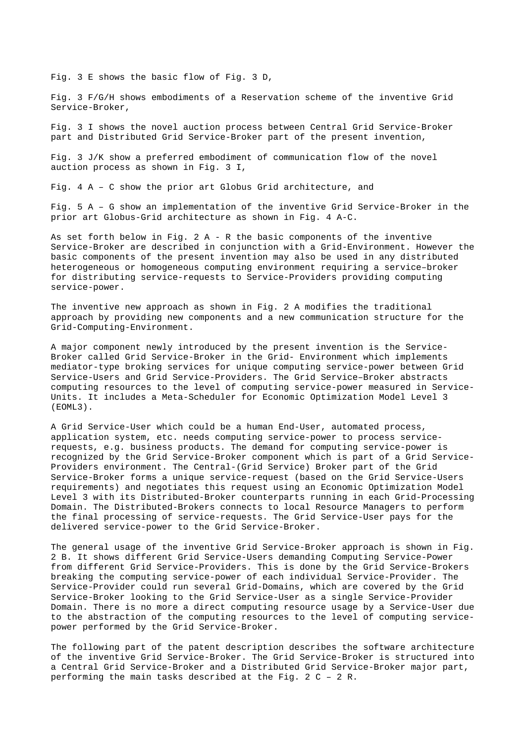Fig. 3 E shows the basic flow of Fig. 3 D,

Fig. 3 F/G/H shows embodiments of a Reservation scheme of the inventive Grid Service-Broker,

Fig. 3 I shows the novel auction process between Central Grid Service-Broker part and Distributed Grid Service-Broker part of the present invention,

Fig. 3 J/K show a preferred embodiment of communication flow of the novel auction process as shown in Fig. 3 I,

Fig. 4 A – C show the prior art Globus Grid architecture, and

Fig. 5 A – G show an implementation of the inventive Grid Service-Broker in the prior art Globus-Grid architecture as shown in Fig. 4 A-C.

As set forth below in Fig. 2 A - R the basic components of the inventive Service-Broker are described in conjunction with a Grid-Environment. However the basic components of the present invention may also be used in any distributed heterogeneous or homogeneous computing environment requiring a service–broker for distributing service-requests to Service-Providers providing computing service-power.

The inventive new approach as shown in Fig. 2 A modifies the traditional approach by providing new components and a new communication structure for the Grid-Computing-Environment.

A major component newly introduced by the present invention is the Service-Broker called Grid Service-Broker in the Grid- Environment which implements mediator-type broking services for unique computing service-power between Grid Service-Users and Grid Service-Providers. The Grid Service–Broker abstracts computing resources to the level of computing service-power measured in Service-Units. It includes a Meta-Scheduler for Economic Optimization Model Level 3 (EOML3).

A Grid Service-User which could be a human End-User, automated process, application system, etc. needs computing service-power to process service-requests, e.g. business products. The demand for computing service-power is recognized by the Grid Service-Broker component which is part of a Grid Service-Providers environment. The Central-(Grid Service) Broker part of the Grid Service-Broker forms a unique service-request (based on the Grid Service-Users requirements) and negotiates this request using an Economic Optimization Model Level 3 with its Distributed-Broker counterparts running in each Grid-Processing Domain. The Distributed-Brokers connects to local Resource Managers to perform the final processing of service-requests. The Grid Service-User pays for the delivered service-power to the Grid Service-Broker.

The general usage of the inventive Grid Service-Broker approach is shown in Fig. 2 B. It shows different Grid Service-Users demanding Computing Service-Power from different Grid Service-Providers. This is done by the Grid Service-Brokers breaking the computing service-power of each individual Service-Provider. The Service-Provider could run several Grid-Domains, which are covered by the Grid Service-Broker looking to the Grid Service-User as a single Service-Provider Domain. There is no more a direct computing resource usage by a Service-User due to the abstraction of the computing resources to the level of computing service-power performed by the Grid Service-Broker.

The following part of the patent description describes the software architecture of the inventive Grid Service-Broker. The Grid Service-Broker is structured into a Central Grid Service-Broker and a Distributed Grid Service-Broker major part, performing the main tasks described at the Fig. 2 C – 2 R.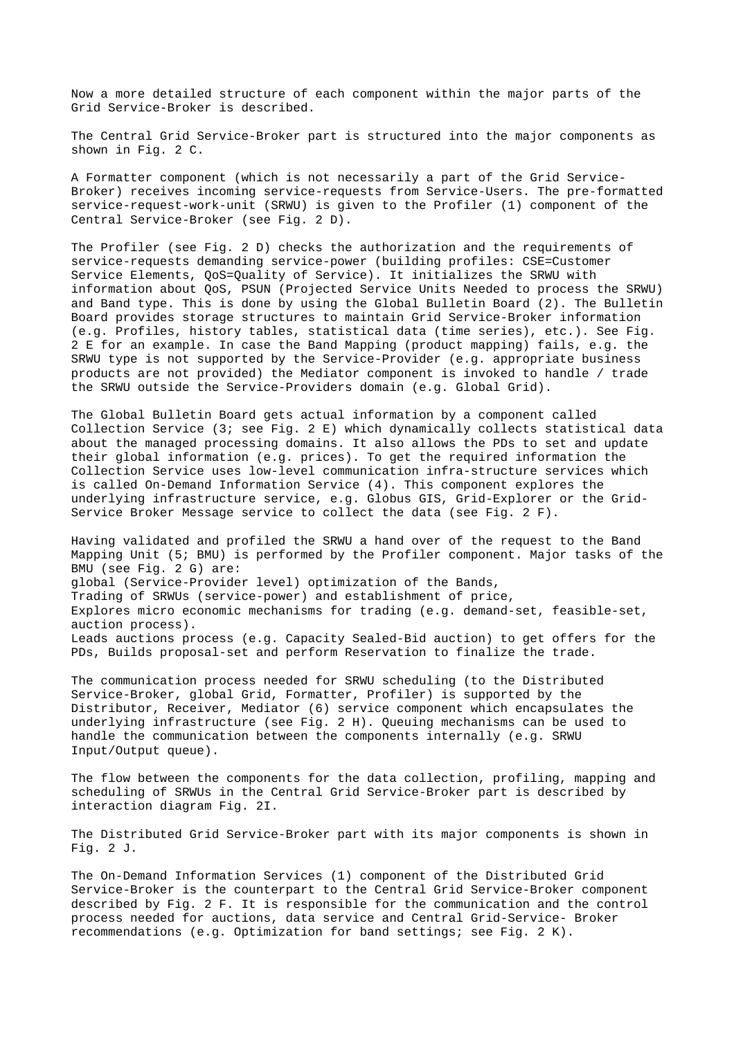Now a more detailed structure of each component within the major parts of the Grid Service-Broker is described.

The Central Grid Service-Broker part is structured into the major components as shown in Fig. 2 C.

A Formatter component (which is not necessarily a part of the Grid Service-Broker) receives incoming service-requests from Service-Users. The pre-formatted service-request-work-unit (SRWU) is given to the Profiler (1) component of the Central Service-Broker (see Fig. 2 D).

The Profiler (see Fig. 2 D) checks the authorization and the requirements of service-requests demanding service-power (building profiles: CSE=Customer Service Elements, QoS=Quality of Service). It initializes the SRWU with information about QoS, PSUN (Projected Service Units Needed to process the SRWU) and Band type. This is done by using the Global Bulletin Board (2). The Bulletin Board provides storage structures to maintain Grid Service-Broker information (e.g. Profiles, history tables, statistical data (time series), etc.). See Fig. 2 E for an example. In case the Band Mapping (product mapping) fails, e.g. the SRWU type is not supported by the Service-Provider (e.g. appropriate business products are not provided) the Mediator component is invoked to handle / trade the SRWU outside the Service-Providers domain (e.g. Global Grid).

The Global Bulletin Board gets actual information by a component called Collection Service (3; see Fig. 2 E) which dynamically collects statistical data about the managed processing domains. It also allows the PDs to set and update their global information (e.g. prices). To get the required information the Collection Service uses low-level communication infra-structure services which is called On-Demand Information Service (4). This component explores the underlying infrastructure service, e.g. Globus GIS, Grid-Explorer or the Grid-Service Broker Message service to collect the data (see Fig. 2 F).

Having validated and profiled the SRWU a hand over of the request to the Band Mapping Unit (5; BMU) is performed by the Profiler component. Major tasks of the BMU (see Fig. 2 G) are:
global (Service-Provider level) optimization of the Bands,
Trading of SRWUs (service-power) and establishment of price,
Explores micro economic mechanisms for trading (e.g. demand-set, feasible-set, auction process).
Leads auctions process (e.g. Capacity Sealed-Bid auction) to get offers for the PDs, Builds proposal-set and perform Reservation to finalize the trade.

The communication process needed for SRWU scheduling (to the Distributed Service-Broker, global Grid, Formatter, Profiler) is supported by the Distributor, Receiver, Mediator (6) service component which encapsulates the underlying infrastructure (see Fig. 2 H). Queuing mechanisms can be used to handle the communication between the components internally (e.g. SRWU Input/Output queue).

The flow between the components for the data collection, profiling, mapping and scheduling of SRWUs in the Central Grid Service-Broker part is described by interaction diagram Fig. 2I.

The Distributed Grid Service-Broker part with its major components is shown in Fig. 2 J.

The On-Demand Information Services (1) component of the Distributed Grid Service-Broker is the counterpart to the Central Grid Service-Broker component described by Fig. 2 F. It is responsible for the communication and the control process needed for auctions, data service and Central Grid-Service- Broker recommendations (e.g. Optimization for band settings; see Fig. 2 K).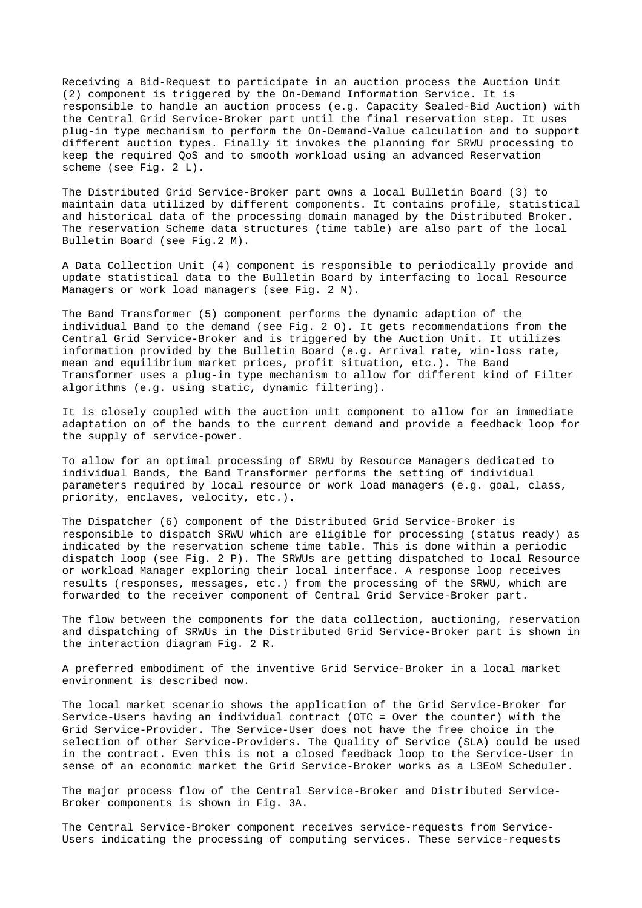Receiving a Bid-Request to participate in an auction process the Auction Unit (2) component is triggered by the On-Demand Information Service. It is responsible to handle an auction process (e.g. Capacity Sealed-Bid Auction) with the Central Grid Service-Broker part until the final reservation step. It uses plug-in type mechanism to perform the On-Demand-Value calculation and to support different auction types. Finally it invokes the planning for SRWU processing to keep the required QoS and to smooth workload using an advanced Reservation scheme (see Fig. 2 L).

The Distributed Grid Service-Broker part owns a local Bulletin Board (3) to maintain data utilized by different components. It contains profile, statistical and historical data of the processing domain managed by the Distributed Broker. The reservation Scheme data structures (time table) are also part of the local Bulletin Board (see Fig.2 M).

A Data Collection Unit (4) component is responsible to periodically provide and update statistical data to the Bulletin Board by interfacing to local Resource Managers or work load managers (see Fig. 2 N).

The Band Transformer (5) component performs the dynamic adaption of the individual Band to the demand (see Fig. 2 O). It gets recommendations from the Central Grid Service-Broker and is triggered by the Auction Unit. It utilizes information provided by the Bulletin Board (e.g. Arrival rate, win-loss rate, mean and equilibrium market prices, profit situation, etc.). The Band Transformer uses a plug-in type mechanism to allow for different kind of Filter algorithms (e.g. using static, dynamic filtering).

It is closely coupled with the auction unit component to allow for an immediate adaptation on of the bands to the current demand and provide a feedback loop for the supply of service-power.

To allow for an optimal processing of SRWU by Resource Managers dedicated to individual Bands, the Band Transformer performs the setting of individual parameters required by local resource or work load managers (e.g. goal, class, priority, enclaves, velocity, etc.).

The Dispatcher (6) component of the Distributed Grid Service-Broker is responsible to dispatch SRWU which are eligible for processing (status ready) as indicated by the reservation scheme time table. This is done within a periodic dispatch loop (see Fig. 2 P). The SRWUs are getting dispatched to local Resource or workload Manager exploring their local interface. A response loop receives results (responses, messages, etc.) from the processing of the SRWU, which are forwarded to the receiver component of Central Grid Service-Broker part.

The flow between the components for the data collection, auctioning, reservation and dispatching of SRWUs in the Distributed Grid Service-Broker part is shown in the interaction diagram Fig. 2 R.

A preferred embodiment of the inventive Grid Service-Broker in a local market environment is described now.

The local market scenario shows the application of the Grid Service-Broker for Service-Users having an individual contract (OTC = Over the counter) with the Grid Service-Provider. The Service-User does not have the free choice in the selection of other Service-Providers. The Quality of Service (SLA) could be used in the contract. Even this is not a closed feedback loop to the Service-User in sense of an economic market the Grid Service-Broker works as a L3EoM Scheduler.

The major process flow of the Central Service-Broker and Distributed Service-Broker components is shown in Fig. 3A.

The Central Service-Broker component receives service-requests from Service-Users indicating the processing of computing services. These service-requests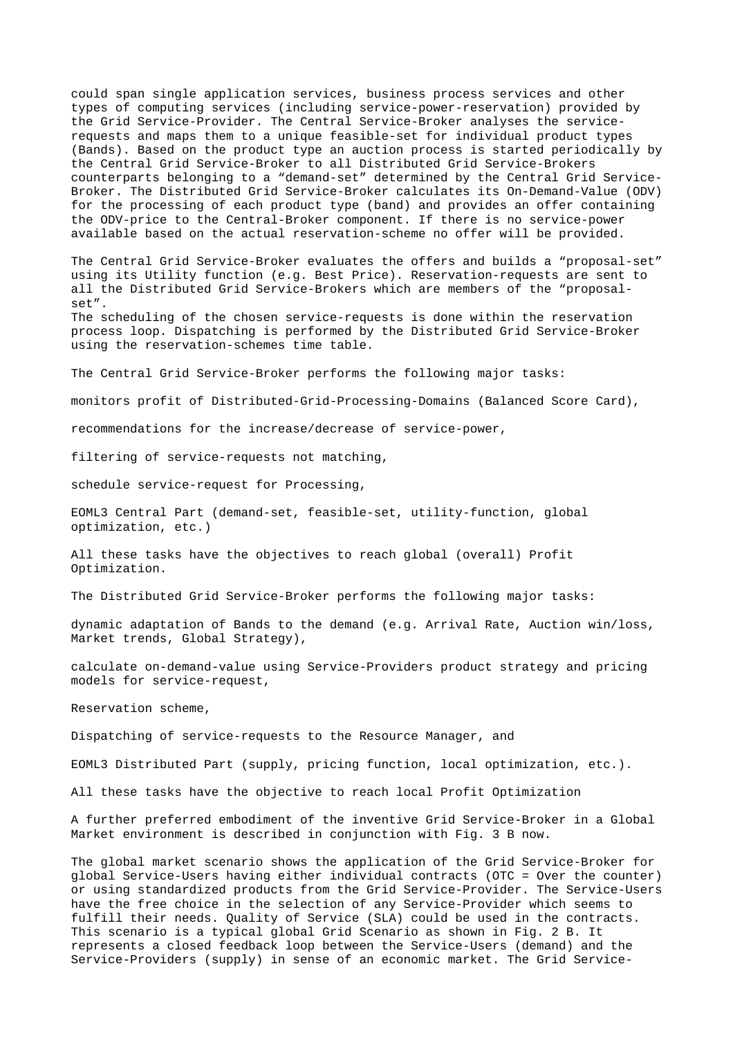could span single application services, business process services and other types of computing services (including service-power-reservation) provided by the Grid Service-Provider. The Central Service-Broker analyses the service-requests and maps them to a unique feasible-set for individual product types (Bands). Based on the product type an auction process is started periodically by the Central Grid Service-Broker to all Distributed Grid Service-Brokers counterparts belonging to a "demand-set" determined by the Central Grid Service-Broker. The Distributed Grid Service-Broker calculates its On-Demand-Value (ODV) for the processing of each product type (band) and provides an offer containing the ODV-price to the Central-Broker component. If there is no service-power available based on the actual reservation-scheme no offer will be provided.

The Central Grid Service-Broker evaluates the offers and builds a "proposal-set" using its Utility function (e.g. Best Price). Reservation-requests are sent to all the Distributed Grid Service-Brokers which are members of the "proposal-set".
The scheduling of the chosen service-requests is done within the reservation process loop. Dispatching is performed by the Distributed Grid Service-Broker using the reservation-schemes time table.

The Central Grid Service-Broker performs the following major tasks:

monitors profit of Distributed-Grid-Processing-Domains (Balanced Score Card),

recommendations for the increase/decrease of service-power,

filtering of service-requests not matching,

schedule service-request for Processing,

EOML3 Central Part (demand-set, feasible-set, utility-function, global optimization, etc.)

All these tasks have the objectives to reach global (overall) Profit Optimization.

The Distributed Grid Service-Broker performs the following major tasks:

dynamic adaptation of Bands to the demand (e.g. Arrival Rate, Auction win/loss, Market trends, Global Strategy),

calculate on-demand-value using Service-Providers product strategy and pricing models for service-request,

Reservation scheme,

Dispatching of service-requests to the Resource Manager, and

EOML3 Distributed Part (supply, pricing function, local optimization, etc.).

All these tasks have the objective to reach local Profit Optimization

A further preferred embodiment of the inventive Grid Service-Broker in a Global Market environment is described in conjunction with Fig. 3 B now.

The global market scenario shows the application of the Grid Service-Broker for global Service-Users having either individual contracts (OTC = Over the counter) or using standardized products from the Grid Service-Provider. The Service-Users have the free choice in the selection of any Service-Provider which seems to fulfill their needs. Quality of Service (SLA) could be used in the contracts. This scenario is a typical global Grid Scenario as shown in Fig. 2 B. It represents a closed feedback loop between the Service-Users (demand) and the Service-Providers (supply) in sense of an economic market. The Grid Service-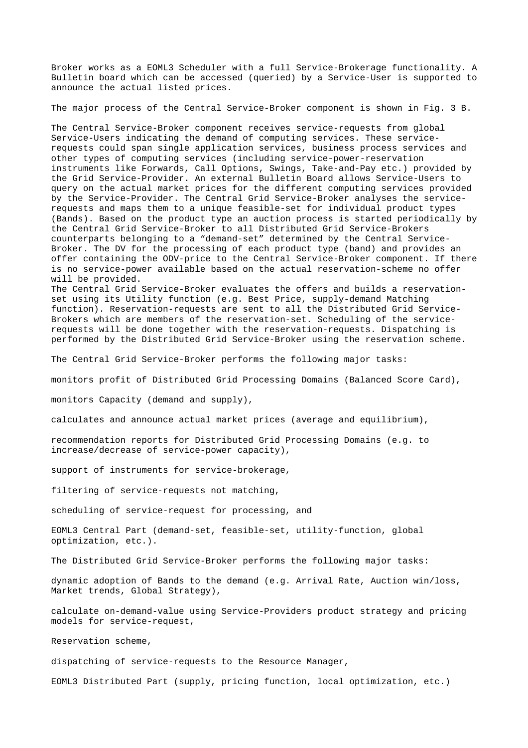Broker works as a EOML3 Scheduler with a full Service-Brokerage functionality. A Bulletin board which can be accessed (queried) by a Service-User is supported to announce the actual listed prices.

The major process of the Central Service-Broker component is shown in Fig. 3 B.

The Central Service-Broker component receives service-requests from global Service-Users indicating the demand of computing services. These service-requests could span single application services, business process services and other types of computing services (including service-power-reservation instruments like Forwards, Call Options, Swings, Take-and-Pay etc.) provided by the Grid Service-Provider. An external Bulletin Board allows Service-Users to query on the actual market prices for the different computing services provided by the Service-Provider. The Central Grid Service-Broker analyses the service-requests and maps them to a unique feasible-set for individual product types (Bands). Based on the product type an auction process is started periodically by the Central Grid Service-Broker to all Distributed Grid Service-Brokers counterparts belonging to a “demand-set” determined by the Central Service-Broker. The DV for the processing of each product type (band) and provides an offer containing the ODV-price to the Central Service-Broker component. If there is no service-power available based on the actual reservation-scheme no offer will be provided.
The Central Grid Service-Broker evaluates the offers and builds a reservation-set using its Utility function (e.g. Best Price, supply-demand Matching function). Reservation-requests are sent to all the Distributed Grid Service-Brokers which are members of the reservation-set. Scheduling of the service-requests will be done together with the reservation-requests. Dispatching is performed by the Distributed Grid Service-Broker using the reservation scheme.

The Central Grid Service-Broker performs the following major tasks:

monitors profit of Distributed Grid Processing Domains (Balanced Score Card),

monitors Capacity (demand and supply),

calculates and announce actual market prices (average and equilibrium),

recommendation reports for Distributed Grid Processing Domains (e.g. to increase/decrease of service-power capacity),

support of instruments for service-brokerage,

filtering of service-requests not matching,

scheduling of service-request for processing, and

EOML3 Central Part (demand-set, feasible-set, utility-function, global optimization, etc.).

The Distributed Grid Service-Broker performs the following major tasks:

dynamic adoption of Bands to the demand (e.g. Arrival Rate, Auction win/loss, Market trends, Global Strategy),

calculate on-demand-value using Service-Providers product strategy and pricing models for service-request,

Reservation scheme,

dispatching of service-requests to the Resource Manager,

EOML3 Distributed Part (supply, pricing function, local optimization, etc.)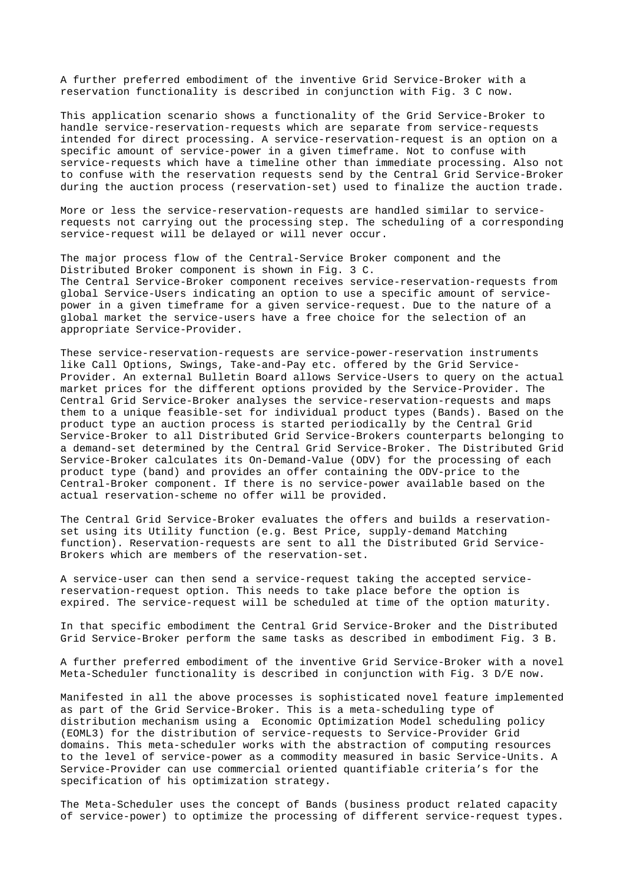A further preferred embodiment of the inventive Grid Service-Broker with a reservation functionality is described in conjunction with Fig. 3 C now.

This application scenario shows a functionality of the Grid Service-Broker to handle service-reservation-requests which are separate from service-requests intended for direct processing. A service-reservation-request is an option on a specific amount of service-power in a given timeframe. Not to confuse with service-requests which have a timeline other than immediate processing. Also not to confuse with the reservation requests send by the Central Grid Service-Broker during the auction process (reservation-set) used to finalize the auction trade.

More or less the service-reservation-requests are handled similar to service-requests not carrying out the processing step. The scheduling of a corresponding service-request will be delayed or will never occur.

The major process flow of the Central-Service Broker component and the Distributed Broker component is shown in Fig. 3 C.
The Central Service-Broker component receives service-reservation-requests from global Service-Users indicating an option to use a specific amount of service-power in a given timeframe for a given service-request. Due to the nature of a global market the service-users have a free choice for the selection of an appropriate Service-Provider.

These service-reservation-requests are service-power-reservation instruments like Call Options, Swings, Take-and-Pay etc. offered by the Grid Service-Provider. An external Bulletin Board allows Service-Users to query on the actual market prices for the different options provided by the Service-Provider. The Central Grid Service-Broker analyses the service-reservation-requests and maps them to a unique feasible-set for individual product types (Bands). Based on the product type an auction process is started periodically by the Central Grid Service-Broker to all Distributed Grid Service-Brokers counterparts belonging to a demand-set determined by the Central Grid Service-Broker. The Distributed Grid Service-Broker calculates its On-Demand-Value (ODV) for the processing of each product type (band) and provides an offer containing the ODV-price to the Central-Broker component. If there is no service-power available based on the actual reservation-scheme no offer will be provided.

The Central Grid Service-Broker evaluates the offers and builds a reservation-set using its Utility function (e.g. Best Price, supply-demand Matching function). Reservation-requests are sent to all the Distributed Grid Service-Brokers which are members of the reservation-set.

A service-user can then send a service-request taking the accepted service-reservation-request option. This needs to take place before the option is expired. The service-request will be scheduled at time of the option maturity.

In that specific embodiment the Central Grid Service-Broker and the Distributed Grid Service-Broker perform the same tasks as described in embodiment Fig. 3 B.

A further preferred embodiment of the inventive Grid Service-Broker with a novel Meta-Scheduler functionality is described in conjunction with Fig. 3 D/E now.

Manifested in all the above processes is sophisticated novel feature implemented as part of the Grid Service-Broker. This is a meta-scheduling type of distribution mechanism using a Economic Optimization Model scheduling policy (EOML3) for the distribution of service-requests to Service-Provider Grid domains. This meta-scheduler works with the abstraction of computing resources to the level of service-power as a commodity measured in basic Service-Units. A Service-Provider can use commercial oriented quantifiable criteria's for the specification of his optimization strategy.

The Meta-Scheduler uses the concept of Bands (business product related capacity of service-power) to optimize the processing of different service-request types.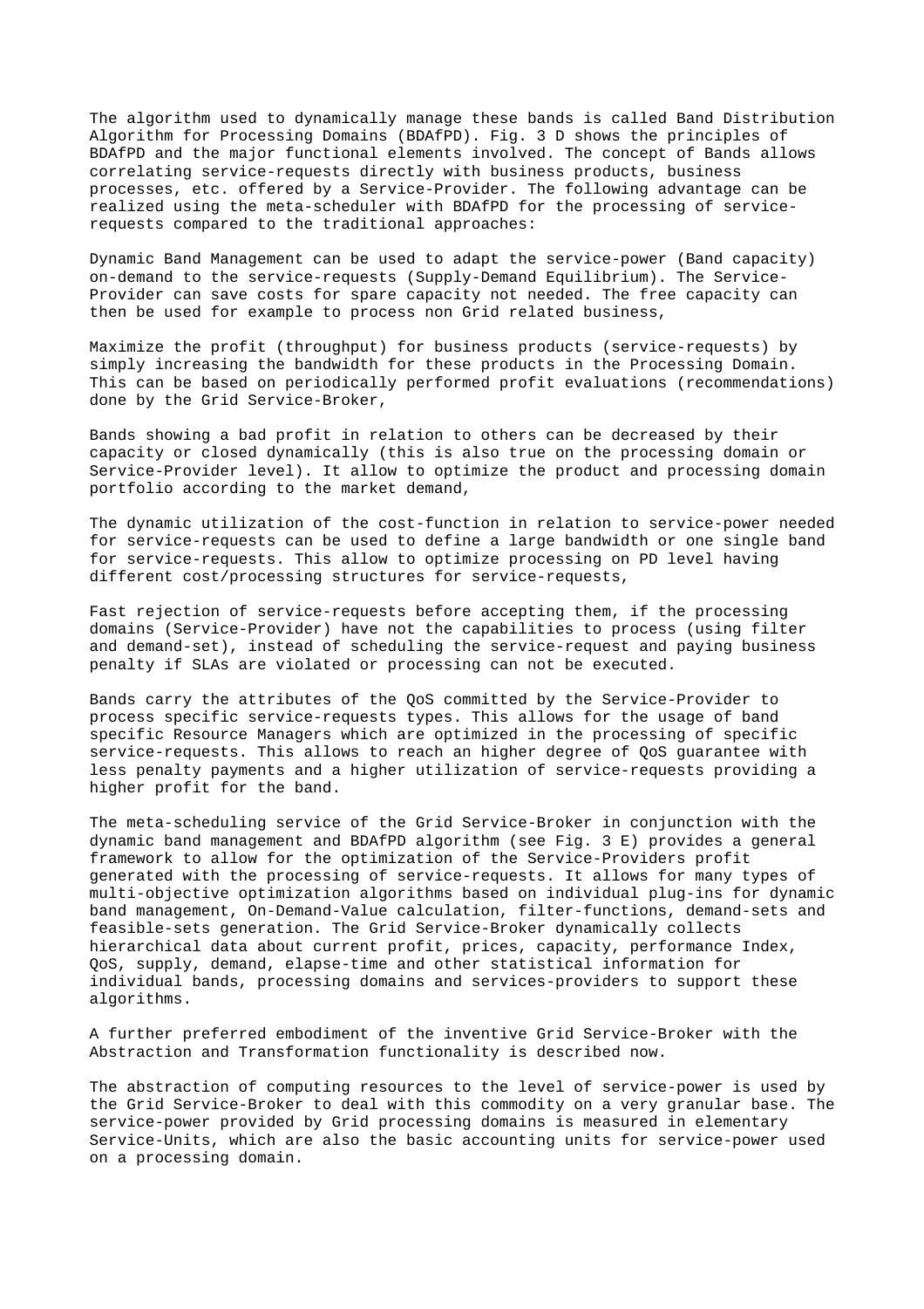The algorithm used to dynamically manage these bands is called Band Distribution Algorithm for Processing Domains (BDAfPD). Fig. 3 D shows the principles of BDAfPD and the major functional elements involved. The concept of Bands allows correlating service-requests directly with business products, business processes, etc. offered by a Service-Provider. The following advantage can be realized using the meta-scheduler with BDAfPD for the processing of service-requests compared to the traditional approaches:

Dynamic Band Management can be used to adapt the service-power (Band capacity) on-demand to the service-requests (Supply-Demand Equilibrium). The Service-Provider can save costs for spare capacity not needed. The free capacity can then be used for example to process non Grid related business,

Maximize the profit (throughput) for business products (service-requests) by simply increasing the bandwidth for these products in the Processing Domain. This can be based on periodically performed profit evaluations (recommendations) done by the Grid Service-Broker,

Bands showing a bad profit in relation to others can be decreased by their capacity or closed dynamically (this is also true on the processing domain or Service-Provider level). It allow to optimize the product and processing domain portfolio according to the market demand,

The dynamic utilization of the cost-function in relation to service-power needed for service-requests can be used to define a large bandwidth or one single band for service-requests. This allow to optimize processing on PD level having different cost/processing structures for service-requests,

Fast rejection of service-requests before accepting them, if the processing domains (Service-Provider) have not the capabilities to process (using filter and demand-set), instead of scheduling the service-request and paying business penalty if SLAs are violated or processing can not be executed.

Bands carry the attributes of the QoS committed by the Service-Provider to process specific service-requests types. This allows for the usage of band specific Resource Managers which are optimized in the processing of specific service-requests. This allows to reach an higher degree of QoS guarantee with less penalty payments and a higher utilization of service-requests providing a higher profit for the band.

The meta-scheduling service of the Grid Service-Broker in conjunction with the dynamic band management and BDAfPD algorithm (see Fig. 3 E) provides a general framework to allow for the optimization of the Service-Providers profit generated with the processing of service-requests. It allows for many types of multi-objective optimization algorithms based on individual plug-ins for dynamic band management, On-Demand-Value calculation, filter-functions, demand-sets and feasible-sets generation. The Grid Service-Broker dynamically collects hierarchical data about current profit, prices, capacity, performance Index, QoS, supply, demand, elapse-time and other statistical information for individual bands, processing domains and services-providers to support these algorithms.

A further preferred embodiment of the inventive Grid Service-Broker with the Abstraction and Transformation functionality is described now.

The abstraction of computing resources to the level of service-power is used by the Grid Service-Broker to deal with this commodity on a very granular base. The service-power provided by Grid processing domains is measured in elementary Service-Units, which are also the basic accounting units for service-power used on a processing domain.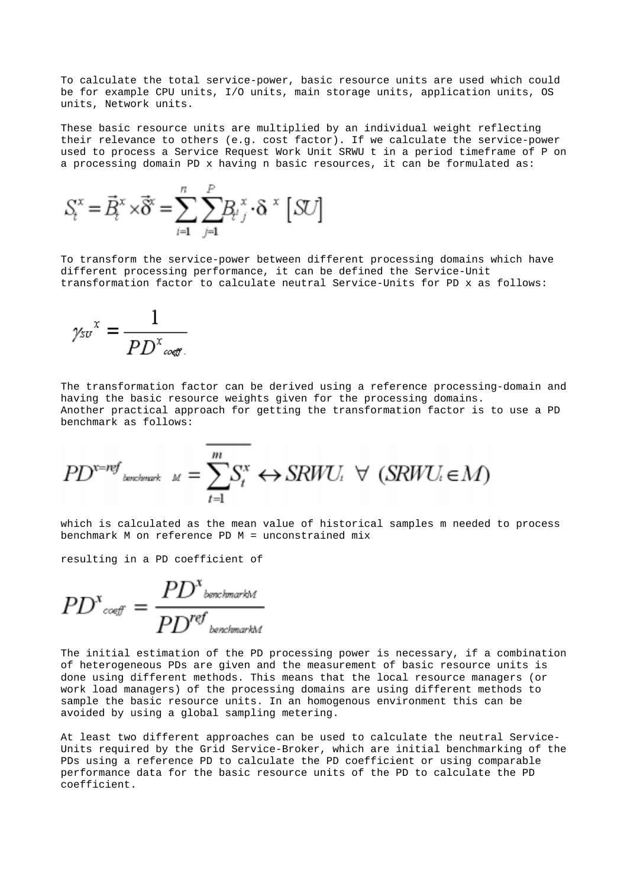To calculate the total service-power, basic resource units are used which could be for example CPU units, I/O units, main storage units, application units, OS units, Network units.

These basic resource units are multiplied by an individual weight reflecting their relevance to others (e.g. cost factor). If we calculate the service-power used to process a Service Request Work Unit SRWU t in a period timeframe of P on a processing domain PD x having n basic resources, it can be formulated as:

$$S_t^x = \vec{B}_t^x \times \vec{\delta}^x = \sum_{i=1}^{n} \sum_{j=1}^{P} B_{t\,j}^{i\,x} \cdot \delta^{\,x} \; [SU]$$

To transform the service-power between different processing domains which have different processing performance, it can be defined the Service-Unit transformation factor to calculate neutral Service-Units for PD x as follows:

$$\gamma_{SU}{}^{x} = \frac{1}{PD^{x}{}_{coeff.}}$$

The transformation factor can be derived using a reference processing-domain and having the basic resource weights given for the processing domains.
Another practical approach for getting the transformation factor is to use a PD benchmark as follows:

$$PD^{x=ref}{}_{benchmark\ M} = \overline{\sum_{t=1}^{m} S_t^x} \leftrightarrow SRWU_t \ \forall \ (SRWU_t \in M)$$

which is calculated as the mean value of historical samples m needed to process benchmark M on reference PD M = unconstrained mix

resulting in a PD coefficient of

$$PD^{x}{}_{coeff} = \frac{PD^{x}{}_{benchmarkM}}{PD^{ref}{}_{benchmarkM}}$$

The initial estimation of the PD processing power is necessary, if a combination of heterogeneous PDs are given and the measurement of basic resource units is done using different methods. This means that the local resource managers (or work load managers) of the processing domains are using different methods to sample the basic resource units. In an homogenous environment this can be avoided by using a global sampling metering.

At least two different approaches can be used to calculate the neutral Service-Units required by the Grid Service-Broker, which are initial benchmarking of the PDs using a reference PD to calculate the PD coefficient or using comparable performance data for the basic resource units of the PD to calculate the PD coefficient.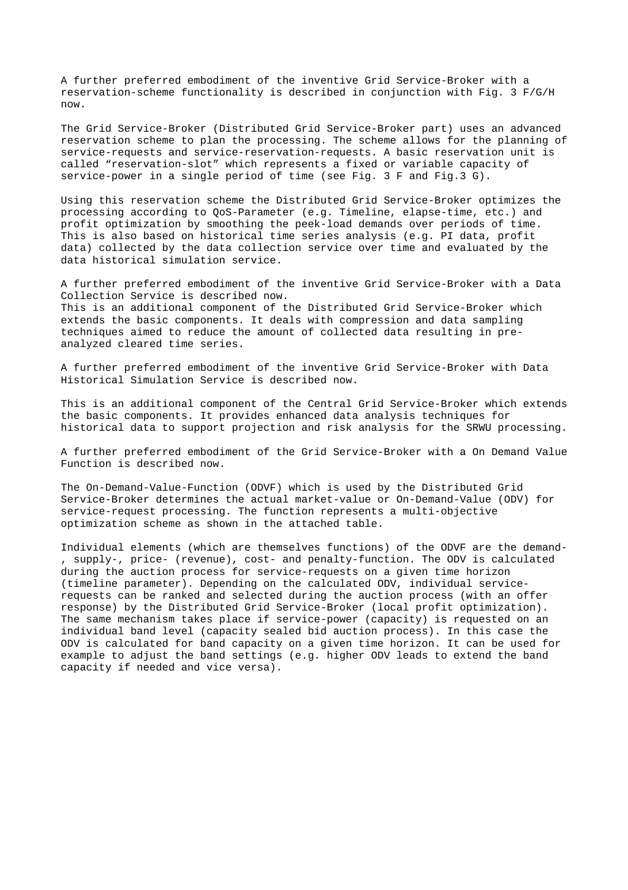A further preferred embodiment of the inventive Grid Service-Broker with a reservation-scheme functionality is described in conjunction with Fig. 3 F/G/H now.

The Grid Service-Broker (Distributed Grid Service-Broker part) uses an advanced reservation scheme to plan the processing. The scheme allows for the planning of service-requests and service-reservation-requests. A basic reservation unit is called "reservation-slot" which represents a fixed or variable capacity of service-power in a single period of time (see Fig. 3 F and Fig.3 G).

Using this reservation scheme the Distributed Grid Service-Broker optimizes the processing according to QoS-Parameter (e.g. Timeline, elapse-time, etc.) and profit optimization by smoothing the peek-load demands over periods of time. This is also based on historical time series analysis (e.g. PI data, profit data) collected by the data collection service over time and evaluated by the data historical simulation service.

A further preferred embodiment of the inventive Grid Service-Broker with a Data Collection Service is described now.
This is an additional component of the Distributed Grid Service-Broker which extends the basic components. It deals with compression and data sampling techniques aimed to reduce the amount of collected data resulting in pre-analyzed cleared time series.

A further preferred embodiment of the inventive Grid Service-Broker with Data Historical Simulation Service is described now.

This is an additional component of the Central Grid Service-Broker which extends the basic components. It provides enhanced data analysis techniques for historical data to support projection and risk analysis for the SRWU processing.

A further preferred embodiment of the Grid Service-Broker with a On Demand Value Function is described now.

The On-Demand-Value-Function (ODVF) which is used by the Distributed Grid Service-Broker determines the actual market-value or On-Demand-Value (ODV) for service-request processing. The function represents a multi-objective optimization scheme as shown in the attached table.

Individual elements (which are themselves functions) of the ODVF are the demand-, supply-, price- (revenue), cost- and penalty-function. The ODV is calculated during the auction process for service-requests on a given time horizon (timeline parameter). Depending on the calculated ODV, individual service-requests can be ranked and selected during the auction process (with an offer response) by the Distributed Grid Service-Broker (local profit optimization). The same mechanism takes place if service-power (capacity) is requested on an individual band level (capacity sealed bid auction process). In this case the ODV is calculated for band capacity on a given time horizon. It can be used for example to adjust the band settings (e.g. higher ODV leads to extend the band capacity if needed and vice versa).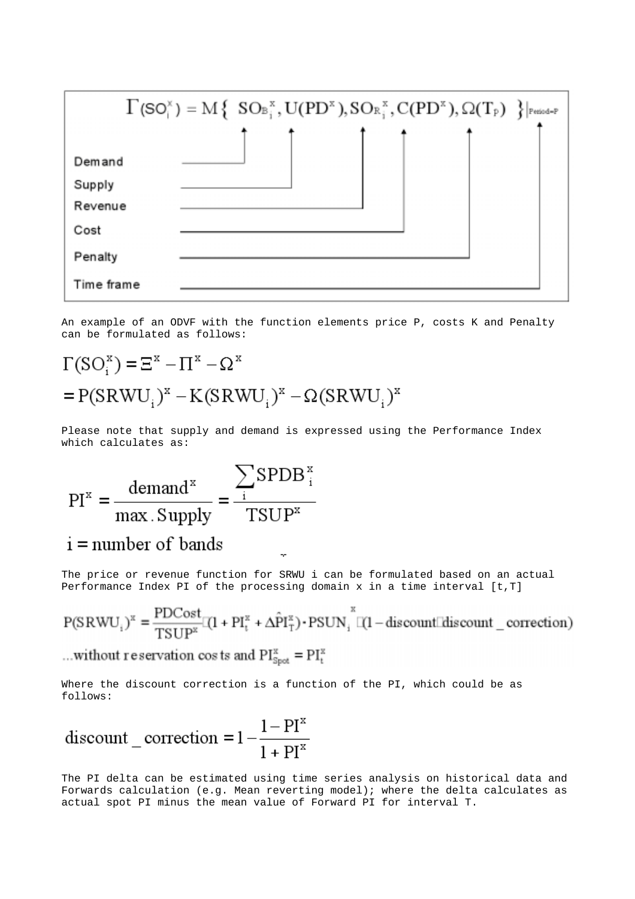$$\Gamma(SO_i^x) = M\{ SO_{B_i}^x, U(PD^x), SO_{R_i}^x, C(PD^x), \Omega(T_P) \}|_{Period=P}$$

Demand

Supply

Revenue

Cost

Penalty

Time frame

An example of an ODVF with the function elements price P, costs K and Penalty can be formulated as follows:

$$\Gamma(SO_i^x) = \Xi^x - \Pi^x - \Omega^x$$

$$= P(SRWU_i)^x - K(SRWU_i)^x - \Omega(SRWU_i)^x$$

Please note that supply and demand is expressed using the Performance Index which calculates as:

$$PI^x = \frac{demand^x}{max.Supply} = \frac{\sum_i SPDB_i^x}{TSUP^x}$$

$$i = \text{number of bands}$$

The price or revenue function for SRWU i can be formulated based on an actual Performance Index PI of the processing domain x in a time interval [t,T]

$$P(SRWU_i)^x = \frac{PDCost}{TSUP^x} \cdot (1 + PI_t^x + \Delta\hat{PI}_T^x) \cdot PSUN_i^x \cdot (1 - discount \cdot discount\_correction)$$

$$\text{...without reservation costs and } PI_{Spot}^x = PI_t^x$$

Where the discount correction is a function of the PI, which could be as follows:

$$discount\_correction = 1 - \frac{1 - PI^x}{1 + PI^x}$$

The PI delta can be estimated using time series analysis on historical data and Forwards calculation (e.g. Mean reverting model); where the delta calculates as actual spot PI minus the mean value of Forward PI for interval T.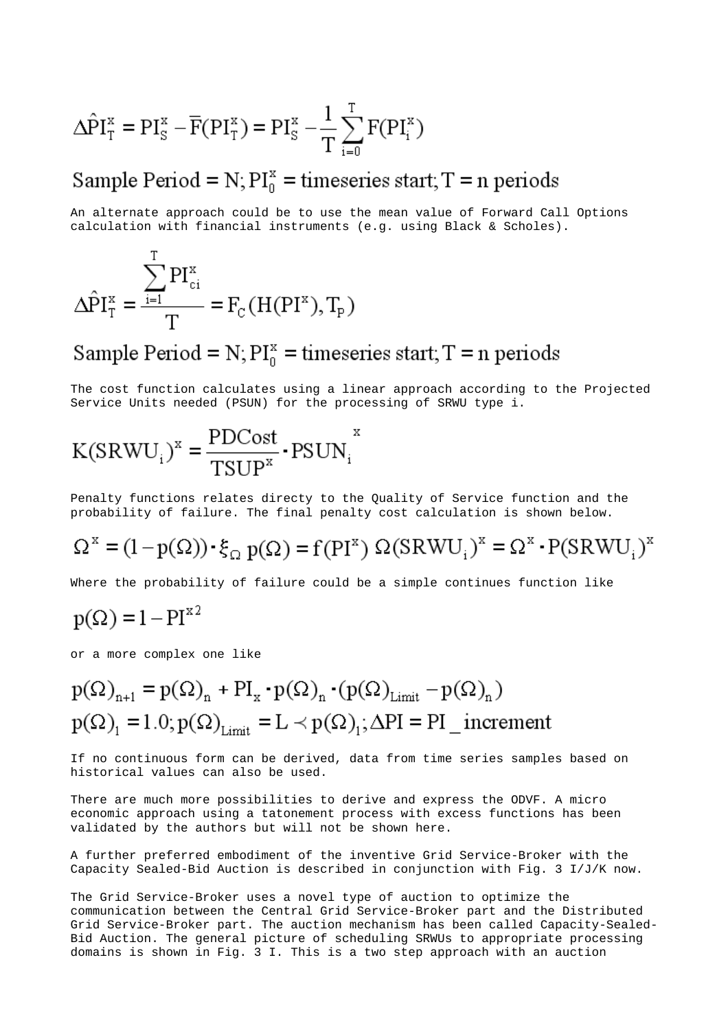$$\Delta\hat{P}I_T^x = PI_S^x - \overline{F}(PI_T^x) = PI_S^x - \frac{1}{T}\sum_{i=0}^{T} F(PI_i^x)$$

$$\text{Sample Period} = N; PI_0^x = \text{timeseries start}; T = \text{n periods}$$

An alternate approach could be to use the mean value of Forward Call Options calculation with financial instruments (e.g. using Black & Scholes).

$$\Delta\hat{P}I_T^x = \frac{\sum_{i=1}^{T} PI_{ci}^x}{T} = F_C(H(PI^x), T_P)$$

$$\text{Sample Period} = N; PI_0^x = \text{timeseries start}; T = \text{n periods}$$

The cost function calculates using a linear approach according to the Projected Service Units needed (PSUN) for the processing of SRWU type i.

$$K(SRWU_i)^x = \frac{PDCost}{TSUP^x} \cdot PSUN_i^{\ x}$$

Penalty functions relates directy to the Quality of Service function and the probability of failure. The final penalty cost calculation is shown below.

$$\Omega^x = (1 - p(\Omega)) \cdot \xi_\Omega \; p(\Omega) = f(PI^x) \; \Omega(SRWU_i)^x = \Omega^x \cdot P(SRWU_i)^x$$

Where the probability of failure could be a simple continues function like

$$p(\Omega) = 1 - PI^{x\,2}$$

or a more complex one like

$$p(\Omega)_{n+1} = p(\Omega)_n + PI_x \cdot p(\Omega)_n \cdot (p(\Omega)_{Limit} - p(\Omega)_n)$$
$$p(\Omega)_1 = 1.0; p(\Omega)_{Limit} = L \prec p(\Omega)_1; \Delta PI = PI\_increment$$

If no continuous form can be derived, data from time series samples based on historical values can also be used.

There are much more possibilities to derive and express the ODVF. A micro economic approach using a tatonement process with excess functions has been validated by the authors but will not be shown here.

A further preferred embodiment of the inventive Grid Service-Broker with the Capacity Sealed-Bid Auction is described in conjunction with Fig. 3 I/J/K now.

The Grid Service-Broker uses a novel type of auction to optimize the communication between the Central Grid Service-Broker part and the Distributed Grid Service-Broker part. The auction mechanism has been called Capacity-Sealed-Bid Auction. The general picture of scheduling SRWUs to appropriate processing domains is shown in Fig. 3 I. This is a two step approach with an auction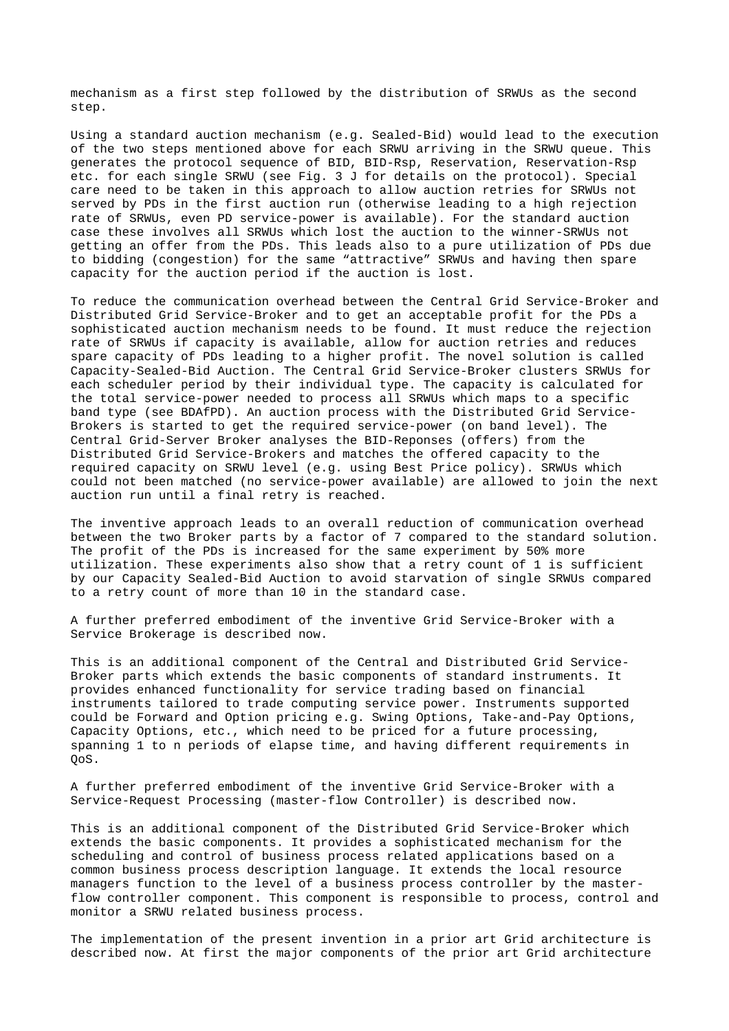mechanism as a first step followed by the distribution of SRWUs as the second step.

Using a standard auction mechanism (e.g. Sealed-Bid) would lead to the execution of the two steps mentioned above for each SRWU arriving in the SRWU queue. This generates the protocol sequence of BID, BID-Rsp, Reservation, Reservation-Rsp etc. for each single SRWU (see Fig. 3 J for details on the protocol). Special care need to be taken in this approach to allow auction retries for SRWUs not served by PDs in the first auction run (otherwise leading to a high rejection rate of SRWUs, even PD service-power is available). For the standard auction case these involves all SRWUs which lost the auction to the winner-SRWUs not getting an offer from the PDs. This leads also to a pure utilization of PDs due to bidding (congestion) for the same "attractive" SRWUs and having then spare capacity for the auction period if the auction is lost.

To reduce the communication overhead between the Central Grid Service-Broker and Distributed Grid Service-Broker and to get an acceptable profit for the PDs a sophisticated auction mechanism needs to be found. It must reduce the rejection rate of SRWUs if capacity is available, allow for auction retries and reduces spare capacity of PDs leading to a higher profit. The novel solution is called Capacity-Sealed-Bid Auction. The Central Grid Service-Broker clusters SRWUs for each scheduler period by their individual type. The capacity is calculated for the total service-power needed to process all SRWUs which maps to a specific band type (see BDAfPD). An auction process with the Distributed Grid Service-Brokers is started to get the required service-power (on band level). The Central Grid-Server Broker analyses the BID-Reponses (offers) from the Distributed Grid Service-Brokers and matches the offered capacity to the required capacity on SRWU level (e.g. using Best Price policy). SRWUs which could not been matched (no service-power available) are allowed to join the next auction run until a final retry is reached.

The inventive approach leads to an overall reduction of communication overhead between the two Broker parts by a factor of 7 compared to the standard solution. The profit of the PDs is increased for the same experiment by 50% more utilization. These experiments also show that a retry count of 1 is sufficient by our Capacity Sealed-Bid Auction to avoid starvation of single SRWUs compared to a retry count of more than 10 in the standard case.

A further preferred embodiment of the inventive Grid Service-Broker with a Service Brokerage is described now.

This is an additional component of the Central and Distributed Grid Service-Broker parts which extends the basic components of standard instruments. It provides enhanced functionality for service trading based on financial instruments tailored to trade computing service power. Instruments supported could be Forward and Option pricing e.g. Swing Options, Take-and-Pay Options, Capacity Options, etc., which need to be priced for a future processing, spanning 1 to n periods of elapse time, and having different requirements in QoS.

A further preferred embodiment of the inventive Grid Service-Broker with a Service-Request Processing (master-flow Controller) is described now.

This is an additional component of the Distributed Grid Service-Broker which extends the basic components. It provides a sophisticated mechanism for the scheduling and control of business process related applications based on a common business process description language. It extends the local resource managers function to the level of a business process controller by the master-flow controller component. This component is responsible to process, control and monitor a SRWU related business process.

The implementation of the present invention in a prior art Grid architecture is described now. At first the major components of the prior art Grid architecture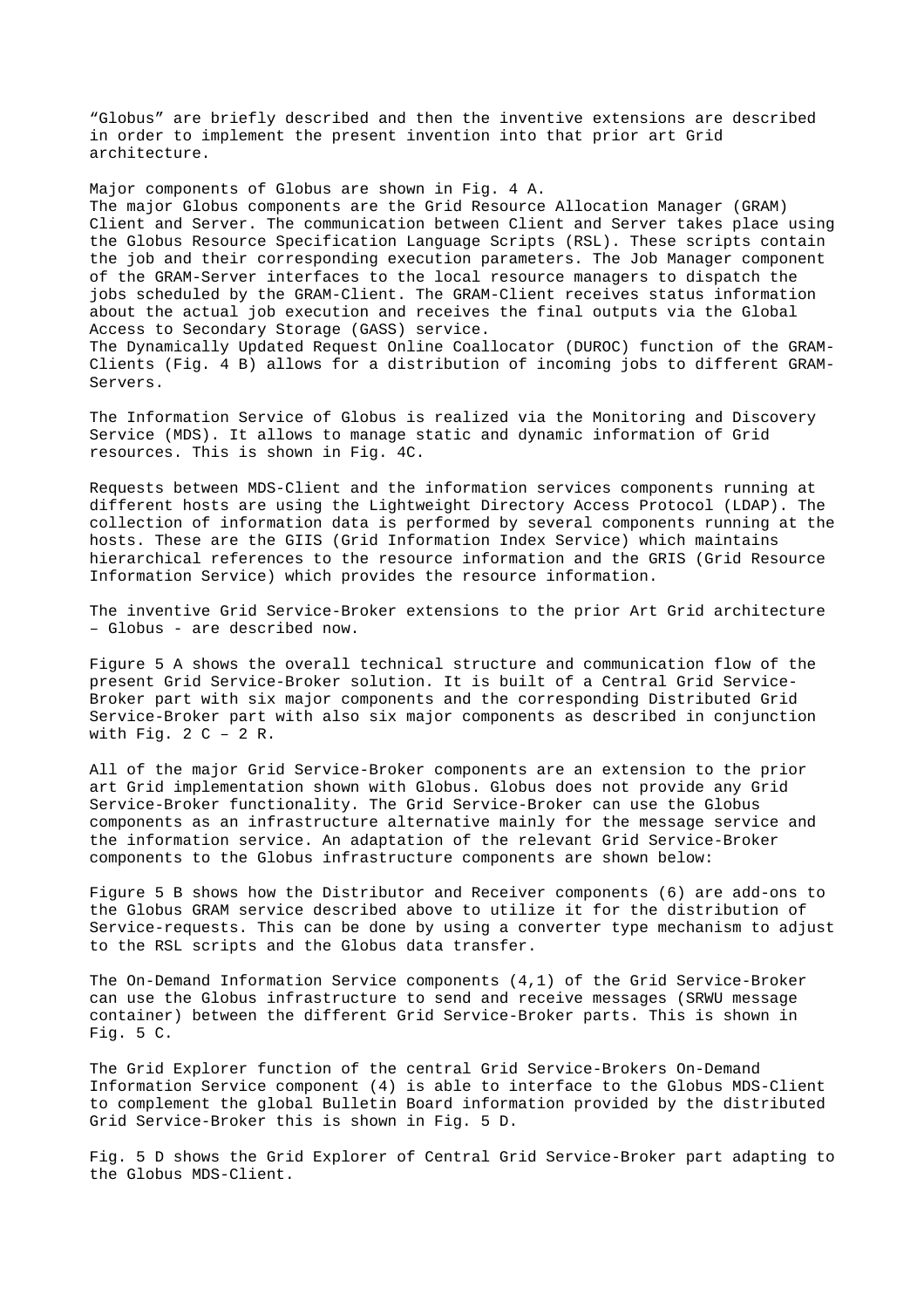“Globus” are briefly described and then the inventive extensions are described in order to implement the present invention into that prior art Grid architecture.

Major components of Globus are shown in Fig. 4 A.
The major Globus components are the Grid Resource Allocation Manager (GRAM) Client and Server. The communication between Client and Server takes place using the Globus Resource Specification Language Scripts (RSL). These scripts contain the job and their corresponding execution parameters. The Job Manager component of the GRAM-Server interfaces to the local resource managers to dispatch the jobs scheduled by the GRAM-Client. The GRAM-Client receives status information about the actual job execution and receives the final outputs via the Global Access to Secondary Storage (GASS) service.
The Dynamically Updated Request Online Coallocator (DUROC) function of the GRAM-Clients (Fig. 4 B) allows for a distribution of incoming jobs to different GRAM-Servers.

The Information Service of Globus is realized via the Monitoring and Discovery Service (MDS). It allows to manage static and dynamic information of Grid resources. This is shown in Fig. 4C.

Requests between MDS-Client and the information services components running at different hosts are using the Lightweight Directory Access Protocol (LDAP). The collection of information data is performed by several components running at the hosts. These are the GIIS (Grid Information Index Service) which maintains hierarchical references to the resource information and the GRIS (Grid Resource Information Service) which provides the resource information.

The inventive Grid Service-Broker extensions to the prior Art Grid architecture – Globus - are described now.

Figure 5 A shows the overall technical structure and communication flow of the present Grid Service-Broker solution. It is built of a Central Grid Service-Broker part with six major components and the corresponding Distributed Grid Service-Broker part with also six major components as described in conjunction with Fig. 2 C – 2 R.

All of the major Grid Service-Broker components are an extension to the prior art Grid implementation shown with Globus. Globus does not provide any Grid Service-Broker functionality. The Grid Service-Broker can use the Globus components as an infrastructure alternative mainly for the message service and the information service. An adaptation of the relevant Grid Service-Broker components to the Globus infrastructure components are shown below:

Figure 5 B shows how the Distributor and Receiver components (6) are add-ons to the Globus GRAM service described above to utilize it for the distribution of Service-requests. This can be done by using a converter type mechanism to adjust to the RSL scripts and the Globus data transfer.

The On-Demand Information Service components (4,1) of the Grid Service-Broker can use the Globus infrastructure to send and receive messages (SRWU message container) between the different Grid Service-Broker parts. This is shown in Fig. 5 C.

The Grid Explorer function of the central Grid Service-Brokers On-Demand Information Service component (4) is able to interface to the Globus MDS-Client to complement the global Bulletin Board information provided by the distributed Grid Service-Broker this is shown in Fig. 5 D.

Fig. 5 D shows the Grid Explorer of Central Grid Service-Broker part adapting to the Globus MDS-Client.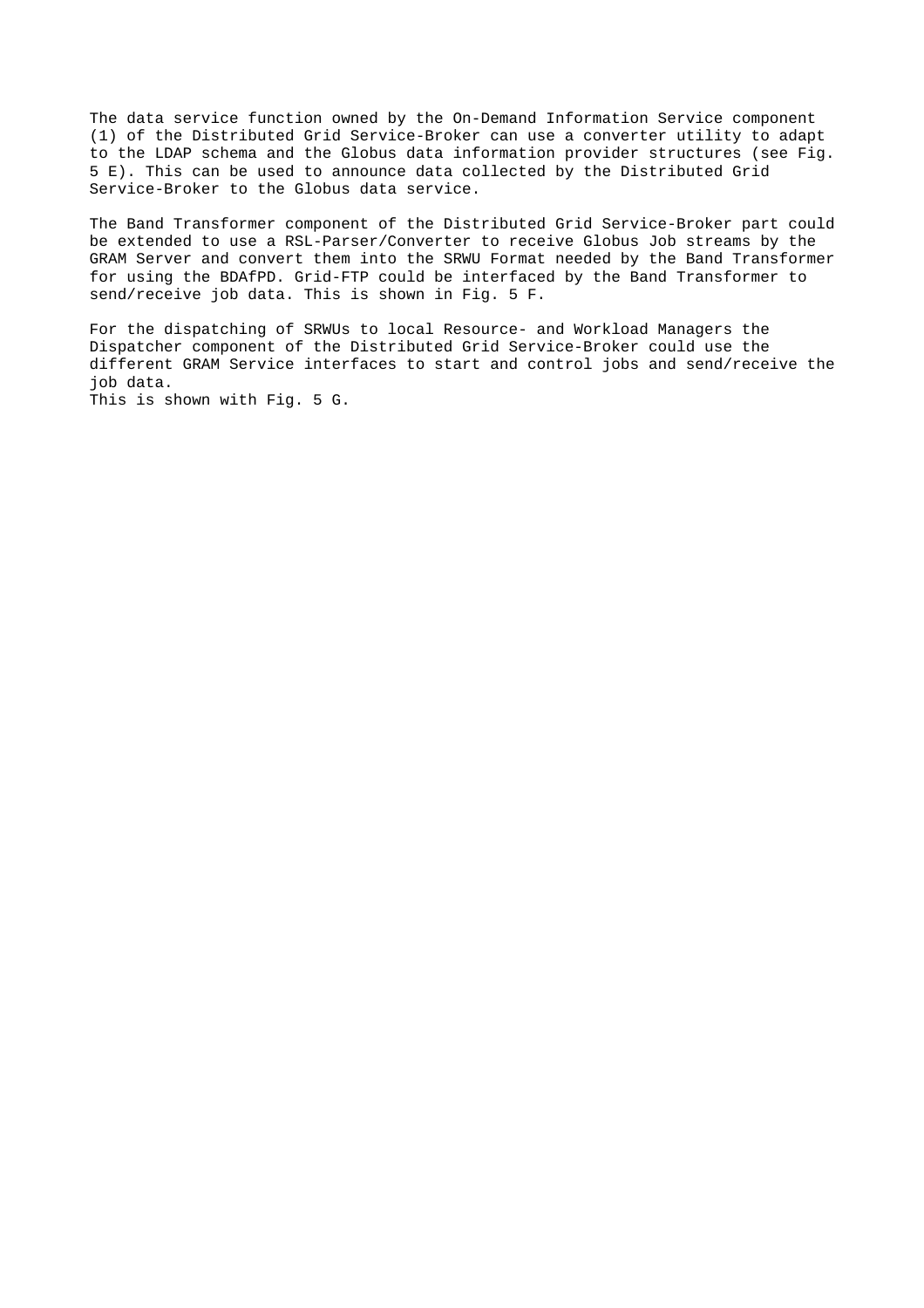The data service function owned by the On-Demand Information Service component (1) of the Distributed Grid Service-Broker can use a converter utility to adapt to the LDAP schema and the Globus data information provider structures (see Fig. 5 E). This can be used to announce data collected by the Distributed Grid Service-Broker to the Globus data service.

The Band Transformer component of the Distributed Grid Service-Broker part could be extended to use a RSL-Parser/Converter to receive Globus Job streams by the GRAM Server and convert them into the SRWU Format needed by the Band Transformer for using the BDAfPD. Grid-FTP could be interfaced by the Band Transformer to send/receive job data. This is shown in Fig. 5 F.

For the dispatching of SRWUs to local Resource- and Workload Managers the Dispatcher component of the Distributed Grid Service-Broker could use the different GRAM Service interfaces to start and control jobs and send/receive the job data.
This is shown with Fig. 5 G.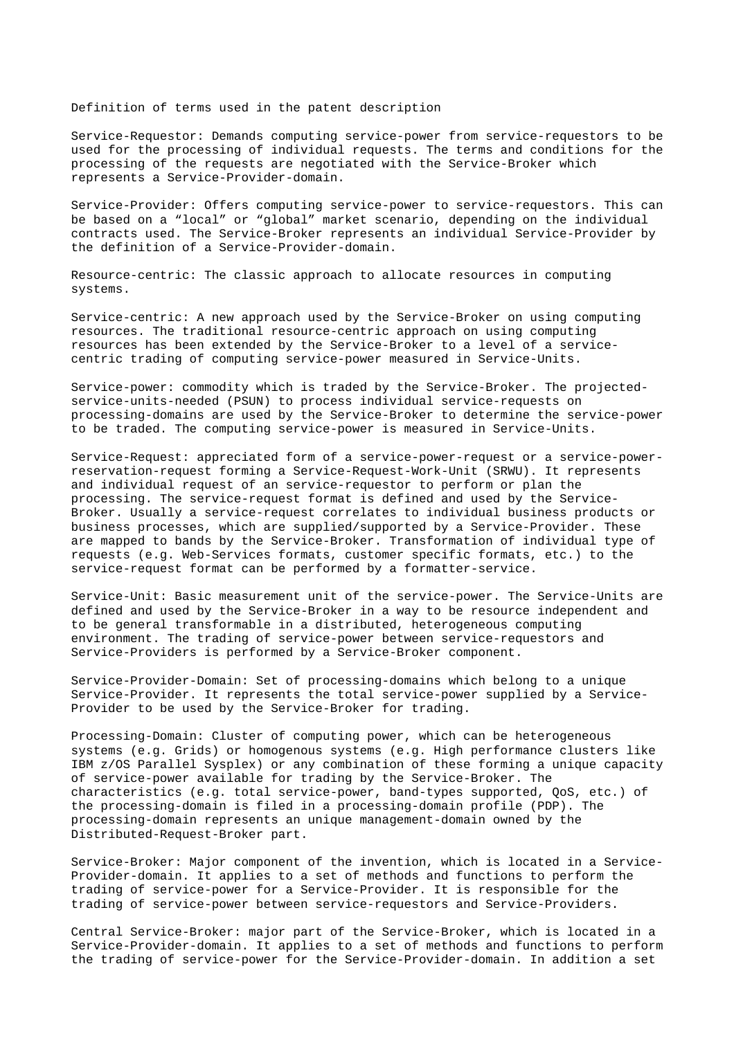Definition of terms used in the patent description

Service-Requestor: Demands computing service-power from service-requestors to be used for the processing of individual requests. The terms and conditions for the processing of the requests are negotiated with the Service-Broker which represents a Service-Provider-domain.

Service-Provider: Offers computing service-power to service-requestors. This can be based on a “local” or “global” market scenario, depending on the individual contracts used. The Service-Broker represents an individual Service-Provider by the definition of a Service-Provider-domain.

Resource-centric: The classic approach to allocate resources in computing systems.

Service-centric: A new approach used by the Service-Broker on using computing resources. The traditional resource-centric approach on using computing resources has been extended by the Service-Broker to a level of a service-centric trading of computing service-power measured in Service-Units.

Service-power: commodity which is traded by the Service-Broker. The projected-service-units-needed (PSUN) to process individual service-requests on processing-domains are used by the Service-Broker to determine the service-power to be traded. The computing service-power is measured in Service-Units.

Service-Request: appreciated form of a service-power-request or a service-power-reservation-request forming a Service-Request-Work-Unit (SRWU). It represents and individual request of an service-requestor to perform or plan the processing. The service-request format is defined and used by the Service-Broker. Usually a service-request correlates to individual business products or business processes, which are supplied/supported by a Service-Provider. These are mapped to bands by the Service-Broker. Transformation of individual type of requests (e.g. Web-Services formats, customer specific formats, etc.) to the service-request format can be performed by a formatter-service.

Service-Unit: Basic measurement unit of the service-power. The Service-Units are defined and used by the Service-Broker in a way to be resource independent and to be general transformable in a distributed, heterogeneous computing environment. The trading of service-power between service-requestors and Service-Providers is performed by a Service-Broker component.

Service-Provider-Domain: Set of processing-domains which belong to a unique Service-Provider. It represents the total service-power supplied by a Service-Provider to be used by the Service-Broker for trading.

Processing-Domain: Cluster of computing power, which can be heterogeneous systems (e.g. Grids) or homogenous systems (e.g. High performance clusters like IBM z/OS Parallel Sysplex) or any combination of these forming a unique capacity of service-power available for trading by the Service-Broker. The characteristics (e.g. total service-power, band-types supported, QoS, etc.) of the processing-domain is filed in a processing-domain profile (PDP). The processing-domain represents an unique management-domain owned by the Distributed-Request-Broker part.

Service-Broker: Major component of the invention, which is located in a Service-Provider-domain. It applies to a set of methods and functions to perform the trading of service-power for a Service-Provider. It is responsible for the trading of service-power between service-requestors and Service-Providers.

Central Service-Broker: major part of the Service-Broker, which is located in a Service-Provider-domain. It applies to a set of methods and functions to perform the trading of service-power for the Service-Provider-domain. In addition a set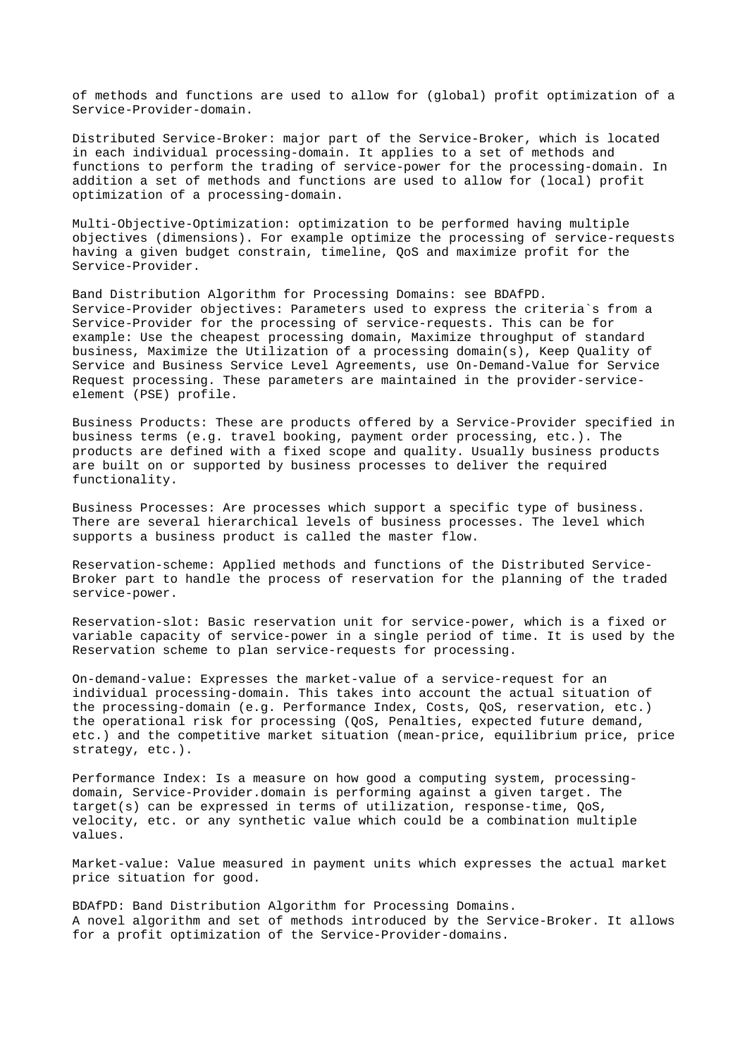of methods and functions are used to allow for (global) profit optimization of a Service-Provider-domain.

Distributed Service-Broker: major part of the Service-Broker, which is located in each individual processing-domain. It applies to a set of methods and functions to perform the trading of service-power for the processing-domain. In addition a set of methods and functions are used to allow for (local) profit optimization of a processing-domain.

Multi-Objective-Optimization: optimization to be performed having multiple objectives (dimensions). For example optimize the processing of service-requests having a given budget constrain, timeline, QoS and maximize profit for the Service-Provider.

Band Distribution Algorithm for Processing Domains: see BDAfPD.
Service-Provider objectives: Parameters used to express the criteria`s from a Service-Provider for the processing of service-requests. This can be for example: Use the cheapest processing domain, Maximize throughput of standard business, Maximize the Utilization of a processing domain(s), Keep Quality of Service and Business Service Level Agreements, use On-Demand-Value for Service Request processing. These parameters are maintained in the provider-service-element (PSE) profile.

Business Products: These are products offered by a Service-Provider specified in business terms (e.g. travel booking, payment order processing, etc.). The products are defined with a fixed scope and quality. Usually business products are built on or supported by business processes to deliver the required functionality.

Business Processes: Are processes which support a specific type of business. There are several hierarchical levels of business processes. The level which supports a business product is called the master flow.

Reservation-scheme: Applied methods and functions of the Distributed Service-Broker part to handle the process of reservation for the planning of the traded service-power.

Reservation-slot: Basic reservation unit for service-power, which is a fixed or variable capacity of service-power in a single period of time. It is used by the Reservation scheme to plan service-requests for processing.

On-demand-value: Expresses the market-value of a service-request for an individual processing-domain. This takes into account the actual situation of the processing-domain (e.g. Performance Index, Costs, QoS, reservation, etc.) the operational risk for processing (QoS, Penalties, expected future demand, etc.) and the competitive market situation (mean-price, equilibrium price, price strategy, etc.).

Performance Index: Is a measure on how good a computing system, processing-domain, Service-Provider.domain is performing against a given target. The target(s) can be expressed in terms of utilization, response-time, QoS, velocity, etc. or any synthetic value which could be a combination multiple values.

Market-value: Value measured in payment units which expresses the actual market price situation for good.

BDAfPD: Band Distribution Algorithm for Processing Domains.
A novel algorithm and set of methods introduced by the Service-Broker. It allows for a profit optimization of the Service-Provider-domains.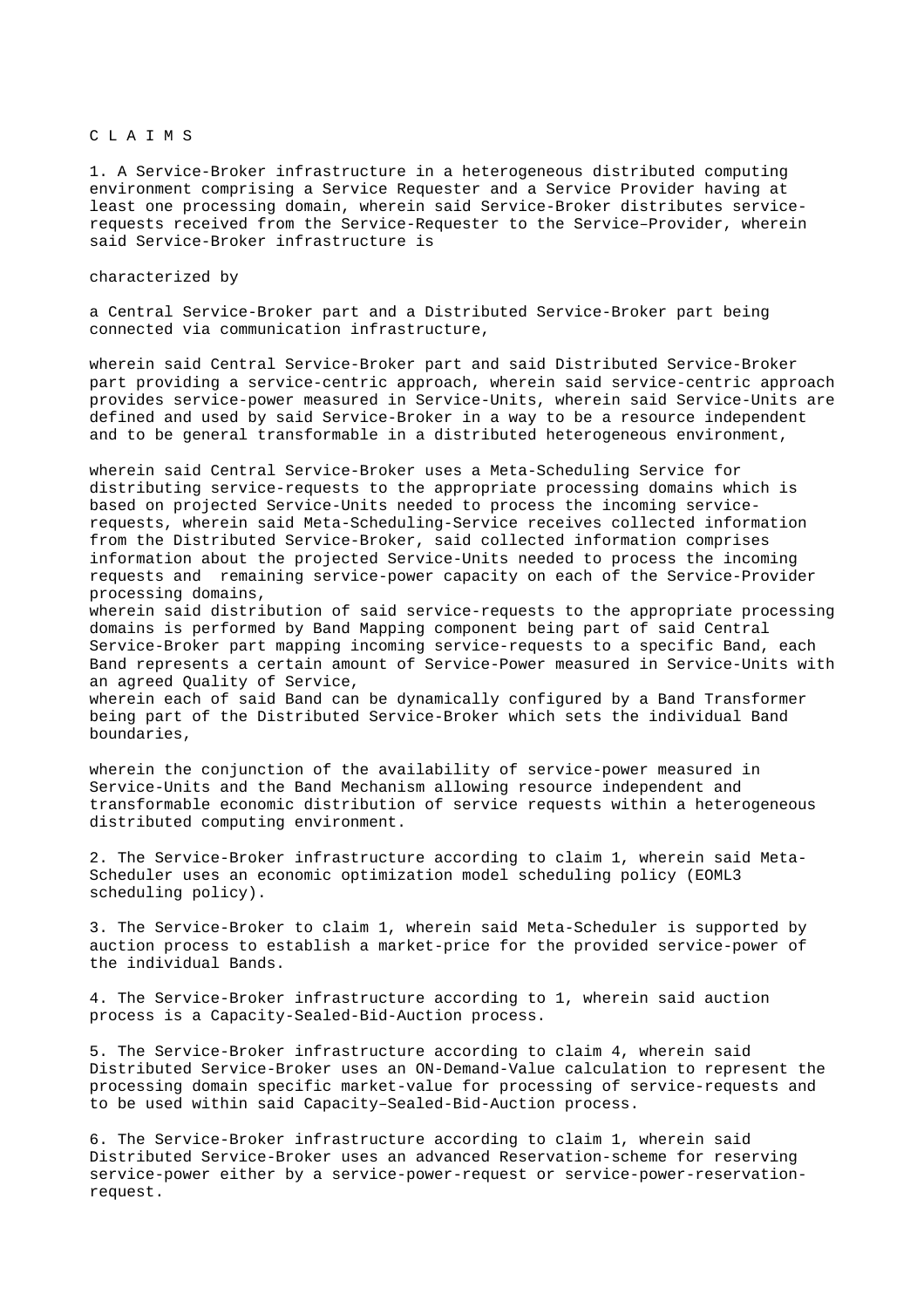C L A I M S

1. A Service-Broker infrastructure in a heterogeneous distributed computing environment comprising a Service Requester and a Service Provider having at least one processing domain, wherein said Service-Broker distributes service-requests received from the Service-Requester to the Service–Provider, wherein said Service-Broker infrastructure is

characterized by

a Central Service-Broker part and a Distributed Service-Broker part being connected via communication infrastructure,

wherein said Central Service-Broker part and said Distributed Service-Broker part providing a service-centric approach, wherein said service-centric approach provides service-power measured in Service-Units, wherein said Service-Units are defined and used by said Service-Broker in a way to be a resource independent and to be general transformable in a distributed heterogeneous environment,

wherein said Central Service-Broker uses a Meta-Scheduling Service for distributing service-requests to the appropriate processing domains which is based on projected Service-Units needed to process the incoming service-requests, wherein said Meta-Scheduling-Service receives collected information from the Distributed Service-Broker, said collected information comprises information about the projected Service-Units needed to process the incoming requests and remaining service-power capacity on each of the Service-Provider processing domains,
wherein said distribution of said service-requests to the appropriate processing domains is performed by Band Mapping component being part of said Central Service-Broker part mapping incoming service-requests to a specific Band, each Band represents a certain amount of Service-Power measured in Service-Units with an agreed Quality of Service,
wherein each of said Band can be dynamically configured by a Band Transformer being part of the Distributed Service-Broker which sets the individual Band boundaries,

wherein the conjunction of the availability of service-power measured in Service-Units and the Band Mechanism allowing resource independent and transformable economic distribution of service requests within a heterogeneous distributed computing environment.

2. The Service-Broker infrastructure according to claim 1, wherein said Meta-Scheduler uses an economic optimization model scheduling policy (EOML3 scheduling policy).

3. The Service-Broker to claim 1, wherein said Meta-Scheduler is supported by auction process to establish a market-price for the provided service-power of the individual Bands.

4. The Service-Broker infrastructure according to 1, wherein said auction process is a Capacity-Sealed-Bid-Auction process.

5. The Service-Broker infrastructure according to claim 4, wherein said Distributed Service-Broker uses an ON-Demand-Value calculation to represent the processing domain specific market-value for processing of service-requests and to be used within said Capacity–Sealed-Bid-Auction process.

6. The Service-Broker infrastructure according to claim 1, wherein said Distributed Service-Broker uses an advanced Reservation-scheme for reserving service-power either by a service-power-request or service-power-reservation-request.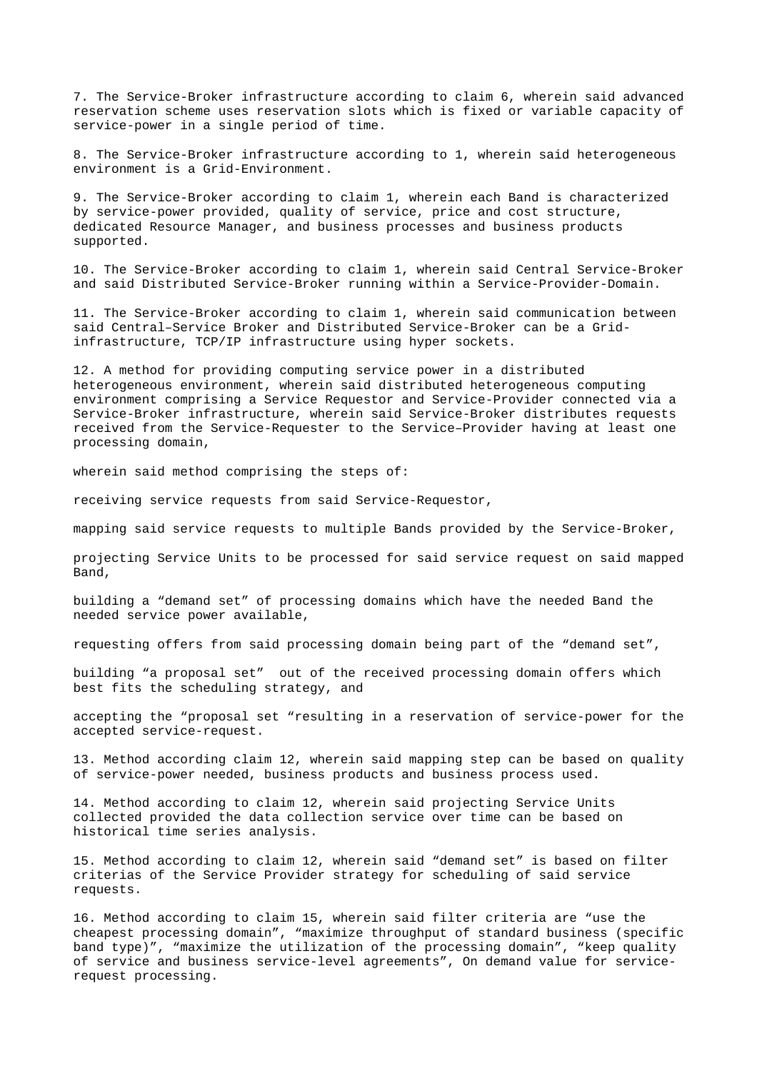7. The Service-Broker infrastructure according to claim 6, wherein said advanced reservation scheme uses reservation slots which is fixed or variable capacity of service-power in a single period of time.

8. The Service-Broker infrastructure according to 1, wherein said heterogeneous environment is a Grid-Environment.

9. The Service-Broker according to claim 1, wherein each Band is characterized by service-power provided, quality of service, price and cost structure, dedicated Resource Manager, and business processes and business products supported.

10. The Service-Broker according to claim 1, wherein said Central Service-Broker and said Distributed Service-Broker running within a Service-Provider-Domain.

11. The Service-Broker according to claim 1, wherein said communication between said Central–Service Broker and Distributed Service-Broker can be a Grid-infrastructure, TCP/IP infrastructure using hyper sockets.

12. A method for providing computing service power in a distributed heterogeneous environment, wherein said distributed heterogeneous computing environment comprising a Service Requestor and Service-Provider connected via a Service-Broker infrastructure, wherein said Service-Broker distributes requests received from the Service-Requester to the Service–Provider having at least one processing domain,

wherein said method comprising the steps of:

receiving service requests from said Service-Requestor,

mapping said service requests to multiple Bands provided by the Service-Broker,

projecting Service Units to be processed for said service request on said mapped Band,

building a “demand set” of processing domains which have the needed Band the needed service power available,

requesting offers from said processing domain being part of the “demand set”,

building “a proposal set”  out of the received processing domain offers which best fits the scheduling strategy, and

accepting the “proposal set “resulting in a reservation of service-power for the accepted service-request.

13. Method according claim 12, wherein said mapping step can be based on quality of service-power needed, business products and business process used.

14. Method according to claim 12, wherein said projecting Service Units collected provided the data collection service over time can be based on historical time series analysis.

15. Method according to claim 12, wherein said “demand set” is based on filter criterias of the Service Provider strategy for scheduling of said service requests.

16. Method according to claim 15, wherein said filter criteria are “use the cheapest processing domain”, “maximize throughput of standard business (specific band type)”, “maximize the utilization of the processing domain”, “keep quality of service and business service-level agreements”, On demand value for service-request processing.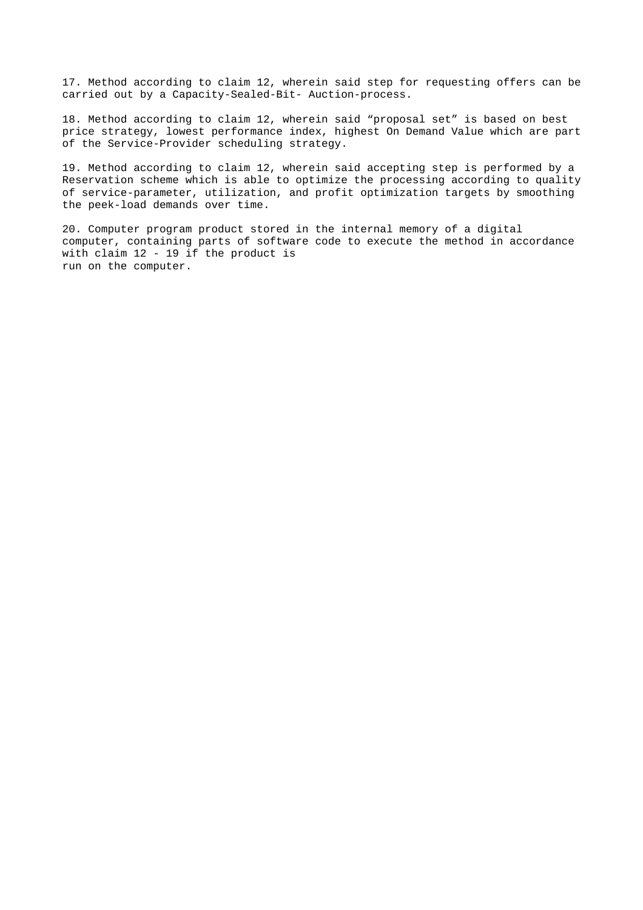17. Method according to claim 12, wherein said step for requesting offers can be carried out by a Capacity-Sealed-Bit- Auction-process.

18. Method according to claim 12, wherein said “proposal set” is based on best price strategy, lowest performance index, highest On Demand Value which are part of the Service-Provider scheduling strategy.

19. Method according to claim 12, wherein said accepting step is performed by a Reservation scheme which is able to optimize the processing according to quality of service-parameter, utilization, and profit optimization targets by smoothing the peek-load demands over time.

20. Computer program product stored in the internal memory of a digital computer, containing parts of software code to execute the method in accordance with claim 12 - 19 if the product is run on the computer.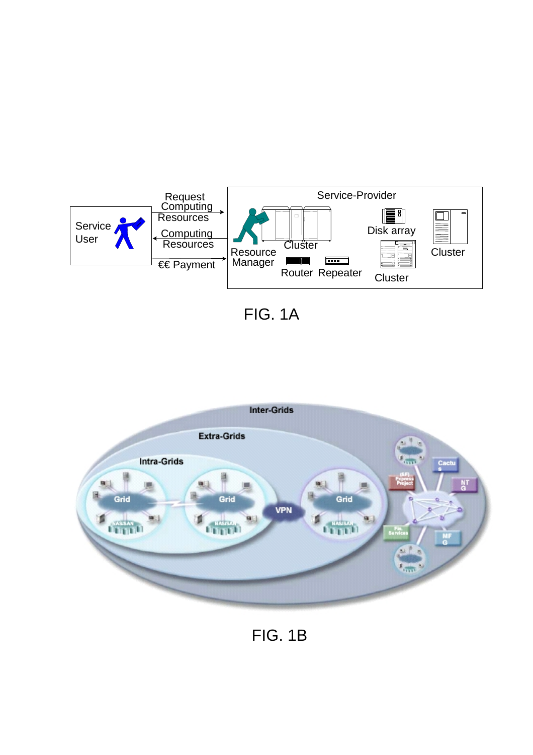FIG. 1A

FIG. 1B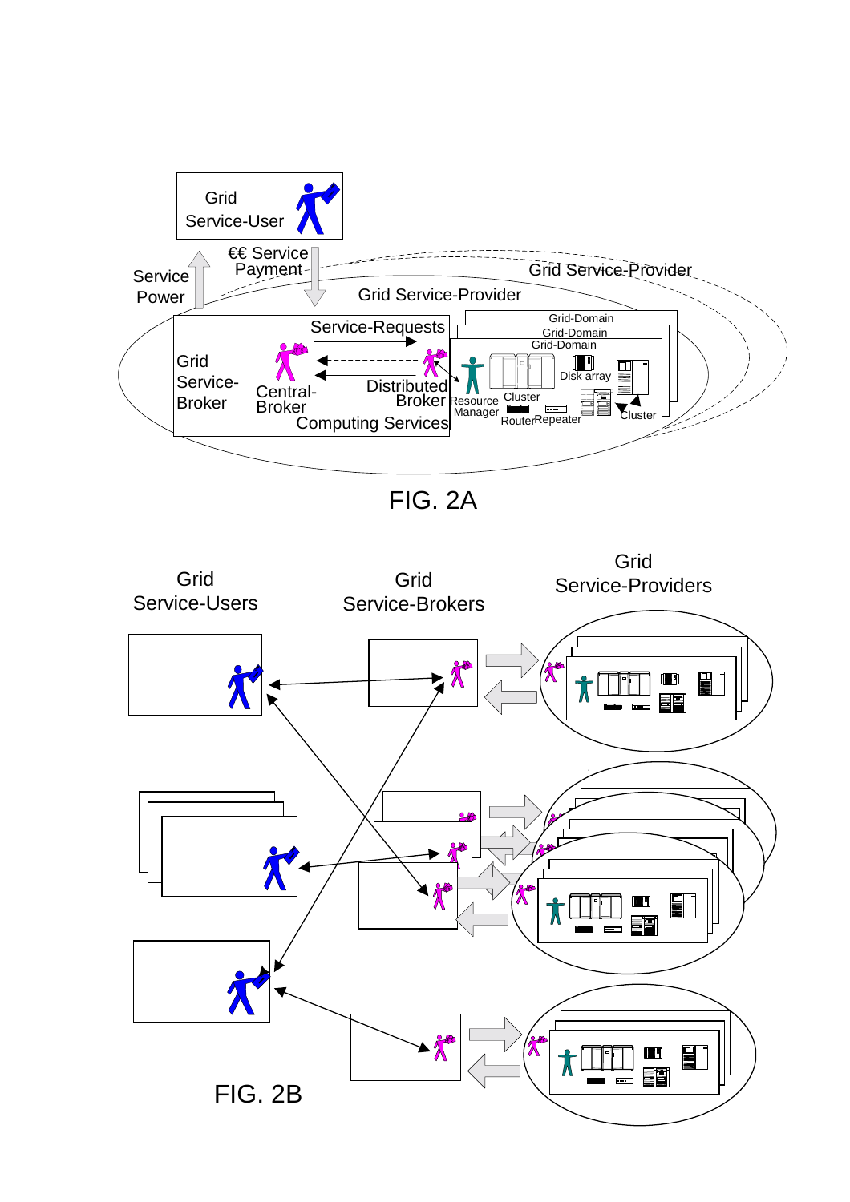FIG. 2A

FIG. 2B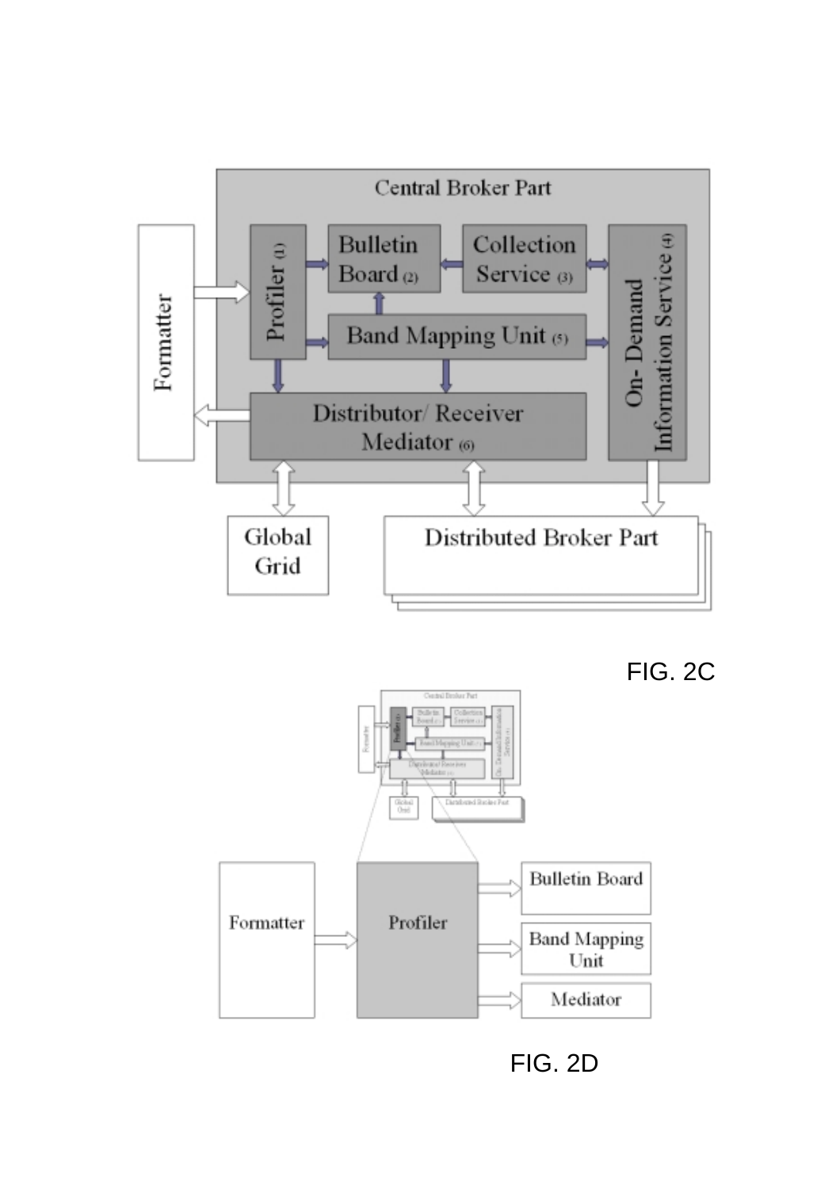Central Broker Part

Formatter

Profiler (1)

Bulletin Board (2)

Collection Service (3)

On- Demand Information Service (4)

Band Mapping Unit (5)

Distributor/ Receiver Mediator (6)

Global Grid

Distributed Broker Part

FIG. 2C

Formatter

Profiler

Bulletin Board

Band Mapping Unit

Mediator

FIG. 2D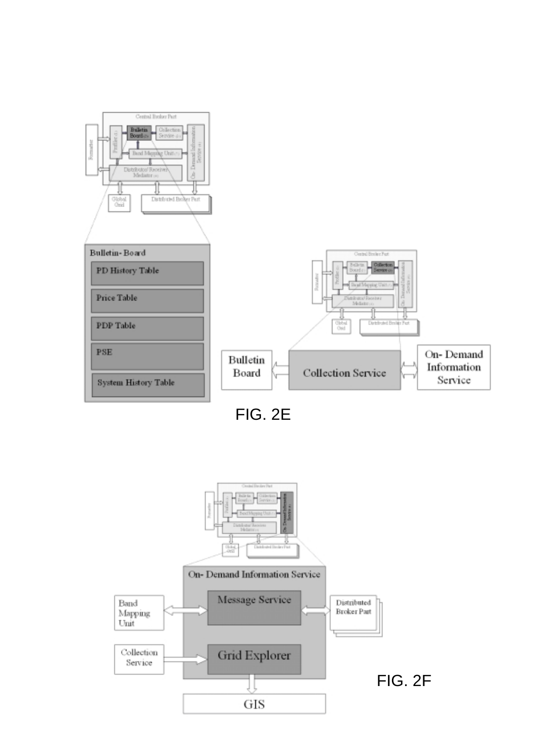Central Broker Part

Formatter | Profiler (1) | Bulletin Board (2) | Collection Service (3) | Band Mapping Unit (7) | Distributor/ Receiver Mediator (5) | On- Demand Information Service (4)

Global Grid | Distributed Broker Part

**Bulletin- Board**

- PD History Table
- Price Table
- PDP Table
- PSE
- System History Table

Bulletin Board ⇐ Collection Service ⇔ On- Demand Information Service

FIG. 2E

**On- Demand Information Service**

- Message Service
- Grid Explorer

Band Mapping Unit ⇔ Message Service ⇔ Distributed Broker Part

Collection Service ⇒ Grid Explorer ⇒ GIS

FIG. 2F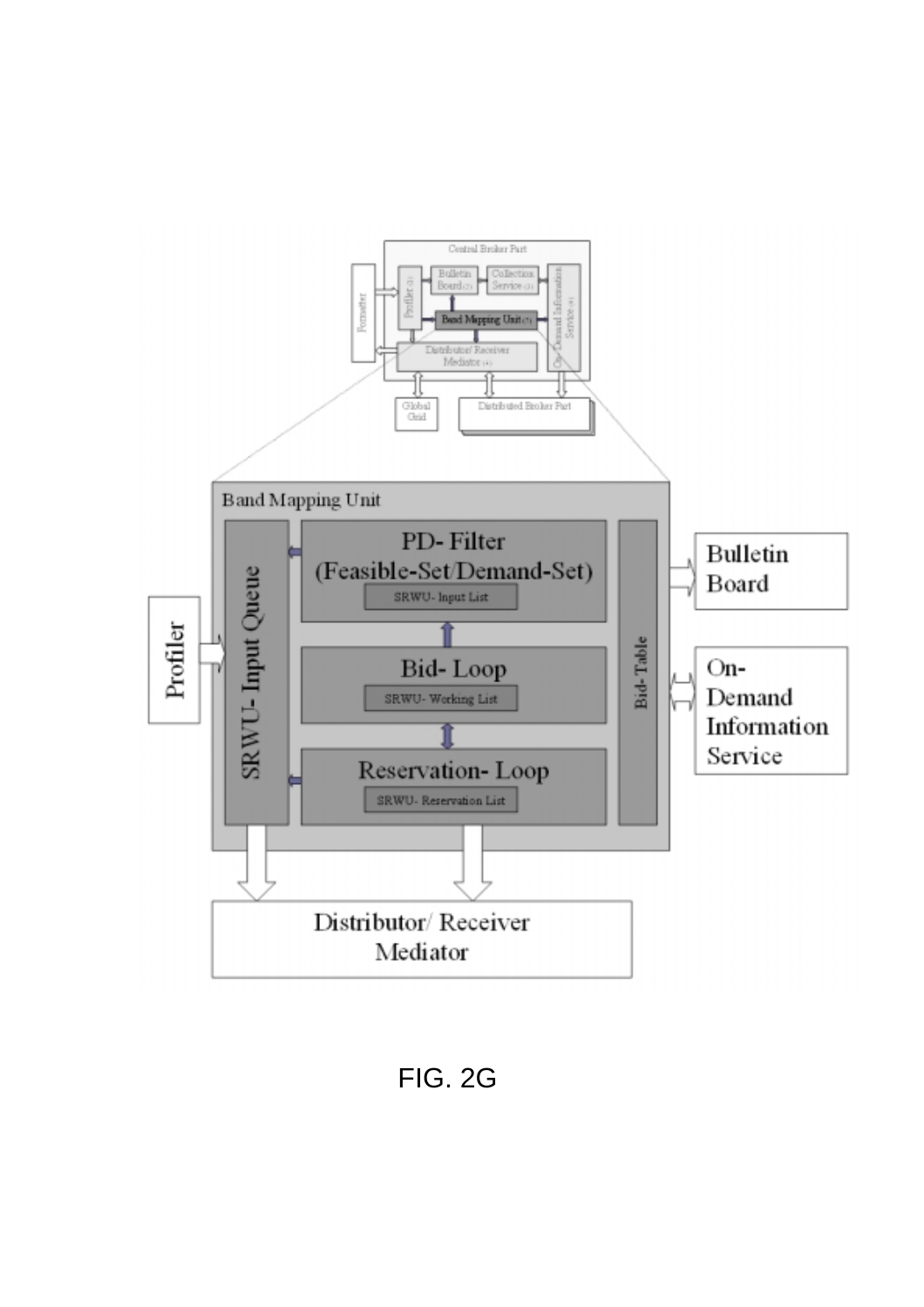Central Broker Part

Formatter

Profiler (1)

Bulletin Board (2)

Collection Service (3)

Band Mapping Unit (7)

On-Demand Information Service (4)

Distributor/ Receiver Mediator (6)

Global Grid

Distributed Broker Part

Band Mapping Unit

SRWU- Input Queue

PD- Filter (Feasible-Set/Demand-Set)

SRWU- Input List

Bid- Loop

SRWU- Working List

Reservation- Loop

SRWU- Reservation List

Bid-Table

Profiler

Bulletin Board

On-Demand Information Service

Distributor/ Receiver Mediator

FIG. 2G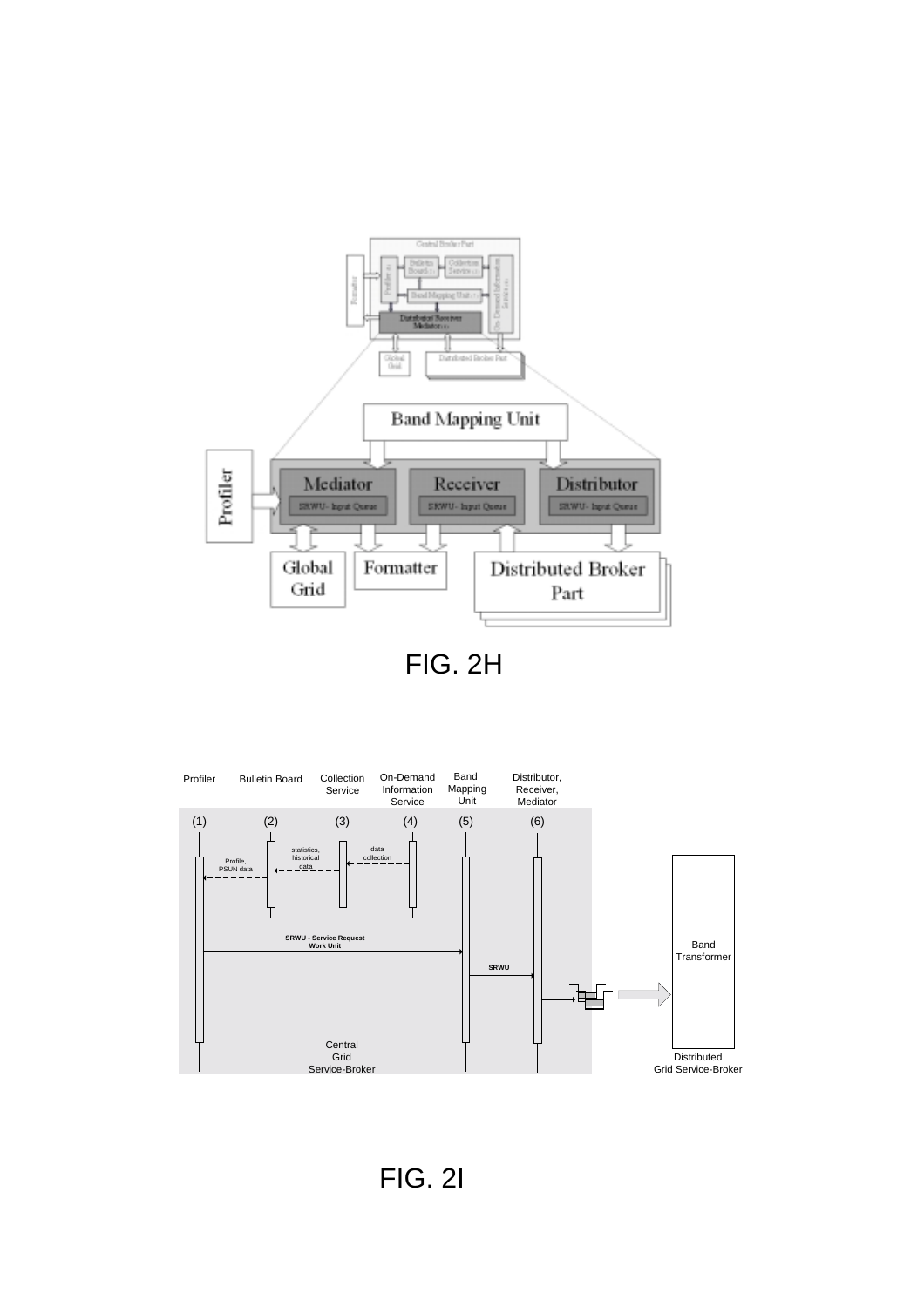Central Broker Part

Bulletin Board (2) | Collection Service (3) | Profiler (1) | Band Mapping Unit (5) | On-Demand Information Service (4) | Formatter | Distributed Receiver Mediator (6) | Global Grid | Distributed Broker Part

Band Mapping Unit

Profiler | Mediator | SRWU- Input Queue | Receiver | SRWU- Input Queue | Distributor | SRWU- Input Queue

Global Grid | Formatter | Distributed Broker Part

FIG. 2H

Profiler (1) | Bulletin Board (2) | Collection Service (3) | On-Demand Information Service (4) | Band Mapping Unit (5) | Distributor, Receiver, Mediator (6)

Profile, PSUN data | statistics, historical data | data collection

SRWU - Service Request Work Unit

SRWU

Central Grid Service-Broker

Band Transformer

Distributed Grid Service-Broker

FIG. 2I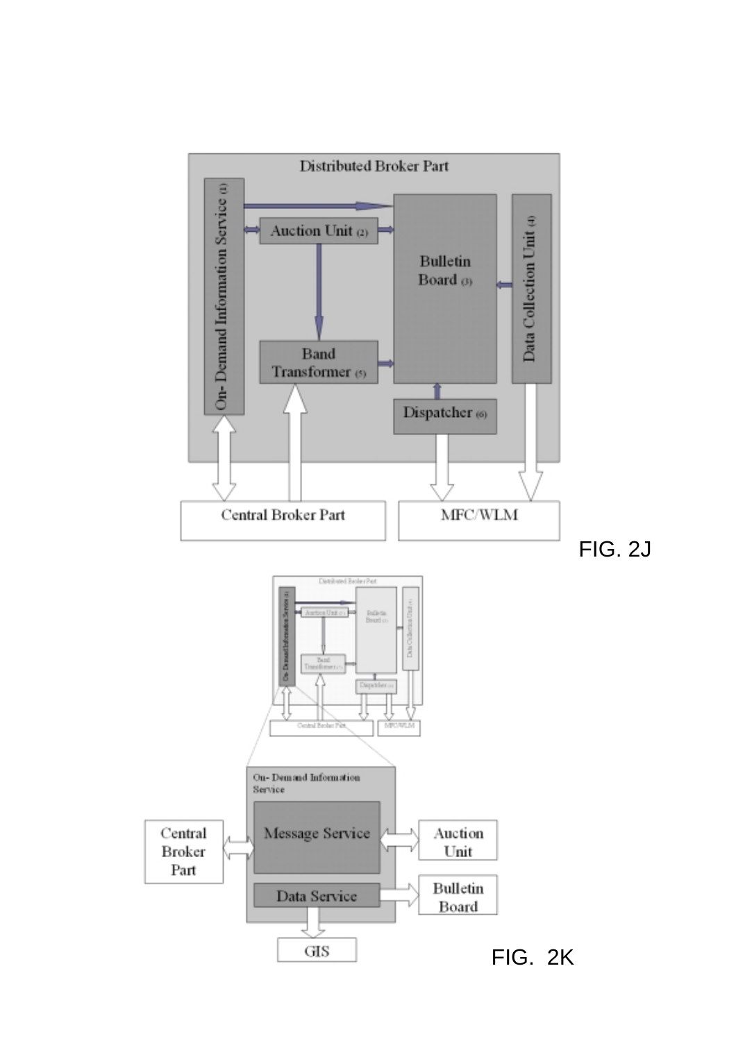Distributed Broker Part

On- Demand Information Service (1)

Auction Unit (2)

Bulletin Board (3)

Data Collection Unit (4)

Band Transformer (5)

Dispatcher (6)

Central Broker Part

MFC/WLM

FIG. 2J

On- Demand Information Service

Message Service

Data Service

Central Broker Part

Auction Unit

Bulletin Board

GIS

FIG. 2K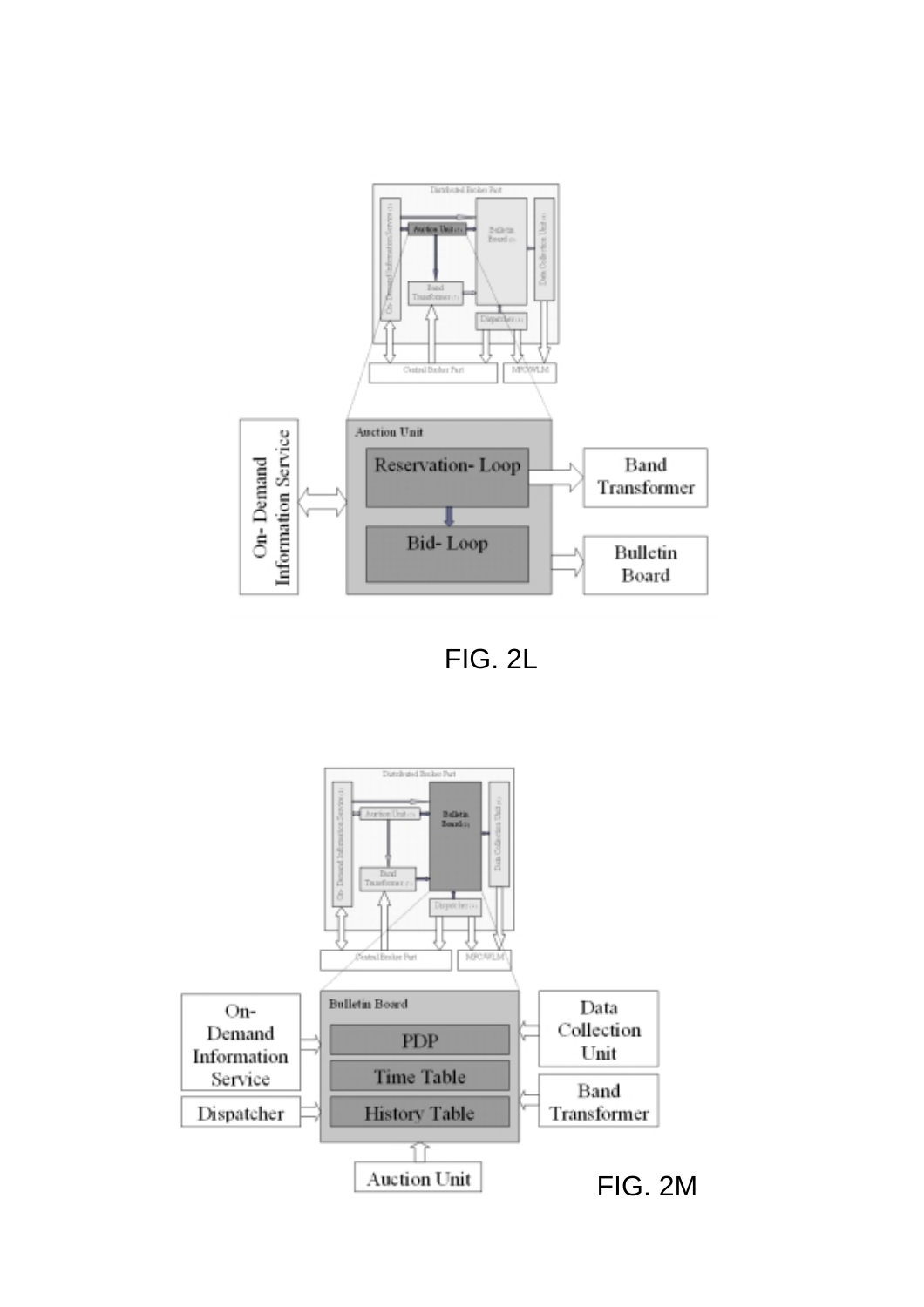FIG. 2L

FIG. 2M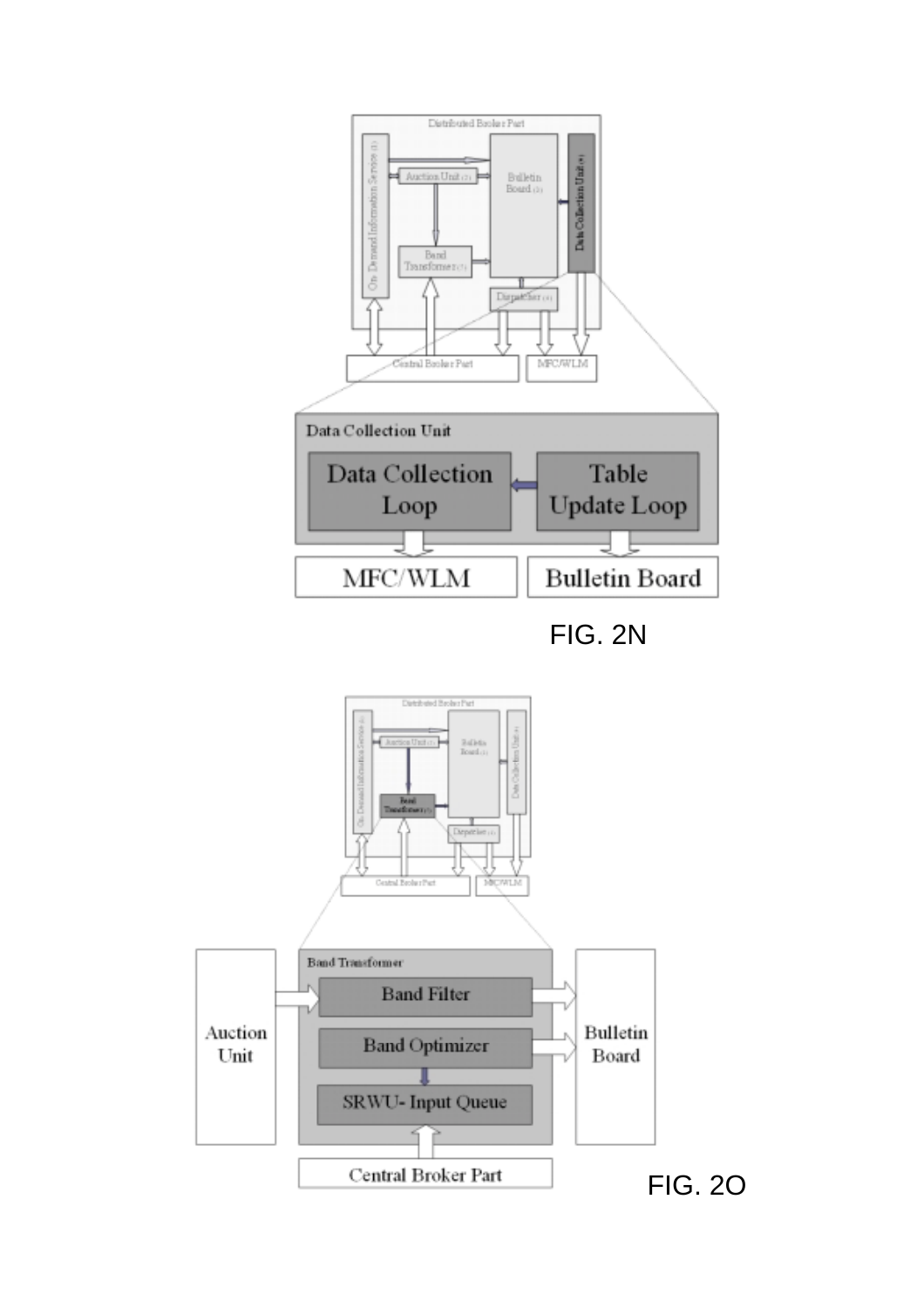Distributed Broker Part

On-Demand Information Service (1)

Auction Unit (2)

Bulletin Board (3)

Data Collection Unit (4)

Band Transformer (5)

Dispatcher (6)

Central Broker Part

MFC/WLM

Data Collection Unit

Data Collection Loop

Table Update Loop

MFC/WLM

Bulletin Board

FIG. 2N

Distributed Broker Part

On-Demand Information Service (1)

Auction Unit (2)

Bulletin Board (3)

Data Collection Unit (4)

Band Transformer (5)

Dispatcher (6)

Central Broker Part

MFC/WLM

Band Transformer

Auction Unit

Band Filter

Band Optimizer

SRWU- Input Queue

Bulletin Board

Central Broker Part

FIG. 2O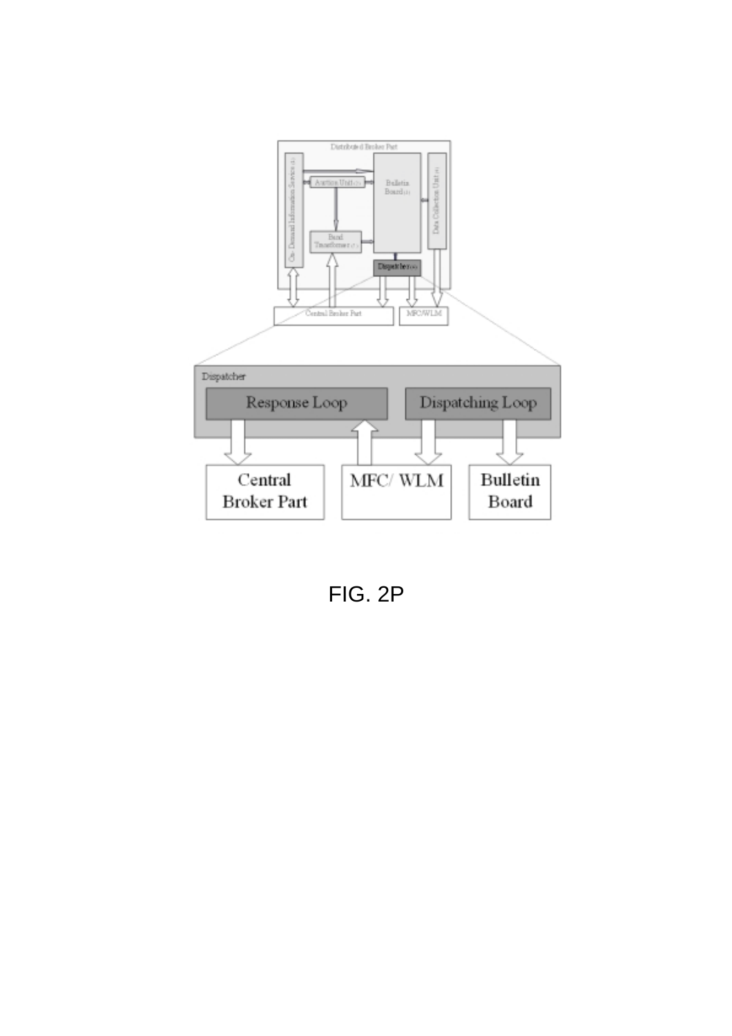Distributed Broker Part

Demand Information Service (1)

Auction Unit (2)

Bulletin Board (3)

Data Collection Unit (4)

Bond Transformer (5)

Dispatcher (6)

Central Broker Part

MFC/WLM

Dispatcher

Response Loop

Dispatching Loop

Central Broker Part

MFC/ WLM

Bulletin Board

FIG. 2P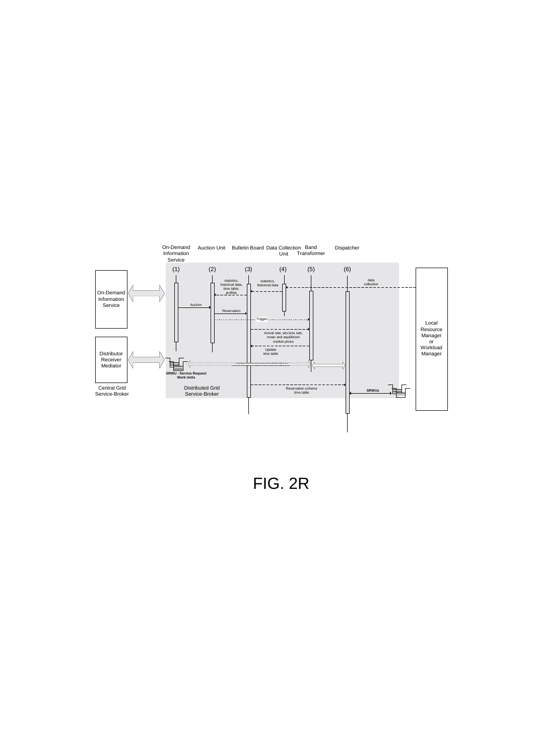On-Demand Information Service

Auction Unit

Bulletin Board

Data Collection Unit

Band Transformer

Dispatcher

(1) (2) (3) (4) (5) (6)

On-Demand Information Service

statistics, historical data, time table, profiles

statistics, historical data

data collection

Auction

Reservation

Trigger

Arrival rate, win-loss rate, mean and equilibrium market prices

Update time table

Local Resource Manager or Workload Manager

Distributor Receiver Mediator

SRWU - Service Request Work Units

Central Grid Service-Broker

Distributed Grid Service-Broker

Reservation scheme time table

SRWUs

FIG. 2R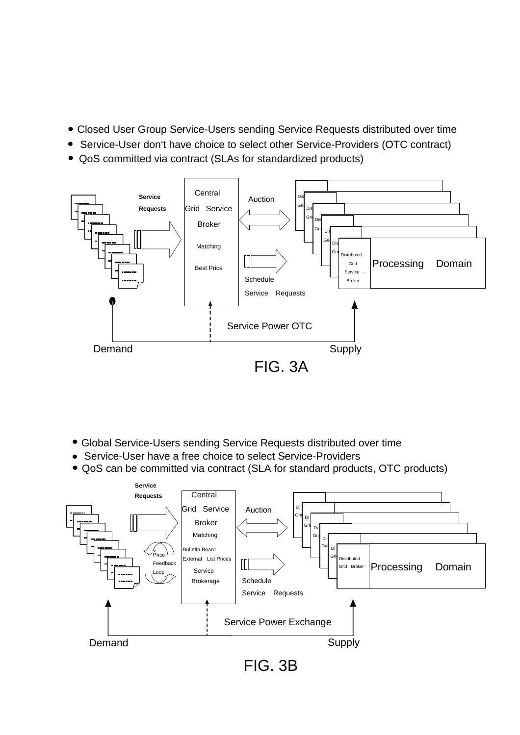- Closed User Group Service-Users sending Service Requests distributed over time
- Service-User don't have choice to select other Service-Providers (OTC contract)
- QoS committed via contract (SLAs for standardized products)

Service Requests

Central Grid Service Broker

Matching

Best Price

Auction

Schedule Service Requests

Distributed Grid Service - Broker

Processing Domain

Service Power OTC

Demand

Supply

FIG. 3A

- Global Service-Users sending Service Requests distributed over time
- Service-User have a free choice to select Service-Providers
- QoS can be committed via contract (SLA for standard products, OTC products)

Service Requests

Central Grid Service Broker

Matching

Bulletin Board External List Prices

Service Brokerage

Price Feedback Loop

Auction

Schedule Service Requests

Distributed Grid Broker

Processing Domain

Service Power Exchange

Demand

Supply

FIG. 3B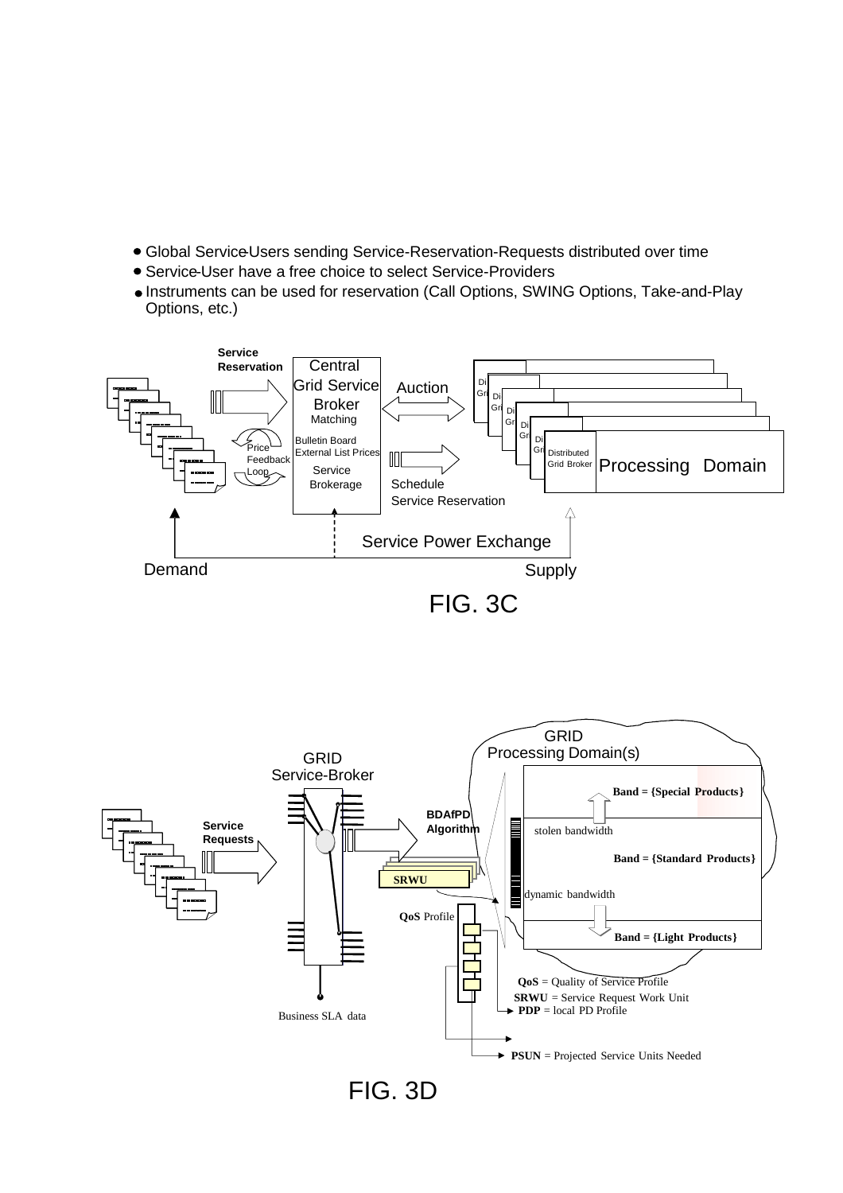- Global Service-Users sending Service-Reservation-Requests distributed over time
- Service-User have a free choice to select Service-Providers
- Instruments can be used for reservation (Call Options, SWING Options, Take-and-Play Options, etc.)

Service Reservation

Central Grid Service Broker

Matching

Bulletin Board

External List Prices

Service Brokerage

Price Feedback Loop

Auction

Schedule Service Reservation

Distributed Grid Broker

Processing Domain

Service Power Exchange

Demand

Supply

FIG. 3C

GRID Service-Broker

Service Requests

BDAfPD Algorithm

SRWU

QoS Profile

Business SLA data

GRID Processing Domain(s)

Band = {Special Products}

stolen bandwidth

Band = {Standard Products}

dynamic bandwidth

Band = {Light Products}

**QoS** = Quality of Service Profile

**SRWU** = Service Request Work Unit

**PDP** = local PD Profile

**PSUN** = Projected Service Units Needed

FIG. 3D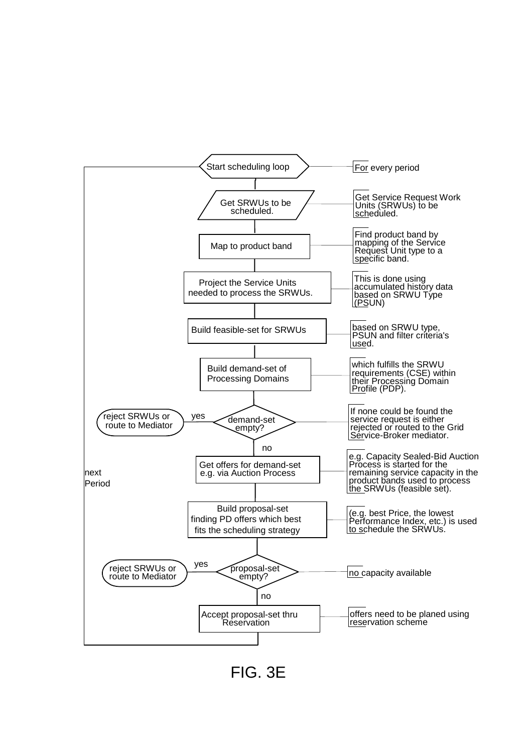Start scheduling loop — For every period

Get SRWUs to be scheduled. — Get Service Request Work Units (SRWUs) to be scheduled.

Map to product band — Find product band by mapping of the Service Request Unit type to a specific band.

Project the Service Units needed to process the SRWUs. — This is done using accumulated history data based on SRWU Type (PSUN)

Build feasible-set for SRWUs — based on SRWU type, PSUN and filter criteria's used.

Build demand-set of Processing Domains — which fulfills the SRWU requirements (CSE) within their Processing Domain Profile (PDP).

demand-set empty? — If none could be found the service request is either rejected or routed to the Grid Service-Broker mediator.

yes: reject SRWUs or route to Mediator

no

Get offers for demand-set e.g. via Auction Process — e.g. Capacity Sealed-Bid Auction Process is started for the remaining service capacity in the product bands used to process the SRWUs (feasible set).

next Period

Build proposal-set finding PD offers which best fits the scheduling strategy — (e.g. best Price, the lowest Performance Index, etc.) is used to schedule the SRWUs.

proposal-set empty? — no capacity available

yes: reject SRWUs or route to Mediator

no

Accept proposal-set thru Reservation — offers need to be planed using reservation scheme

FIG. 3E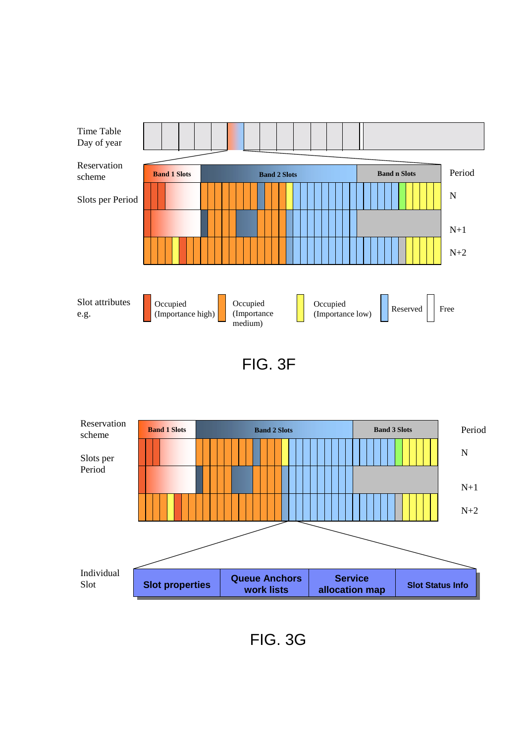Time Table
Day of year

Reservation scheme

Slots per Period

Band 1 Slots | Band 2 Slots | Band n Slots

Period

N

N+1

N+2

Slot attributes e.g.

Occupied (Importance high)

Occupied (Importance medium)

Occupied (Importance low)

Reserved

Free

FIG. 3F

Reservation scheme

Slots per Period

Band 1 Slots | Band 2 Slots | Band 3 Slots

Period

N

N+1

N+2

Individual Slot

**Slot properties** | **Queue Anchors work lists** | **Service allocation map** | **Slot Status Info**

FIG. 3G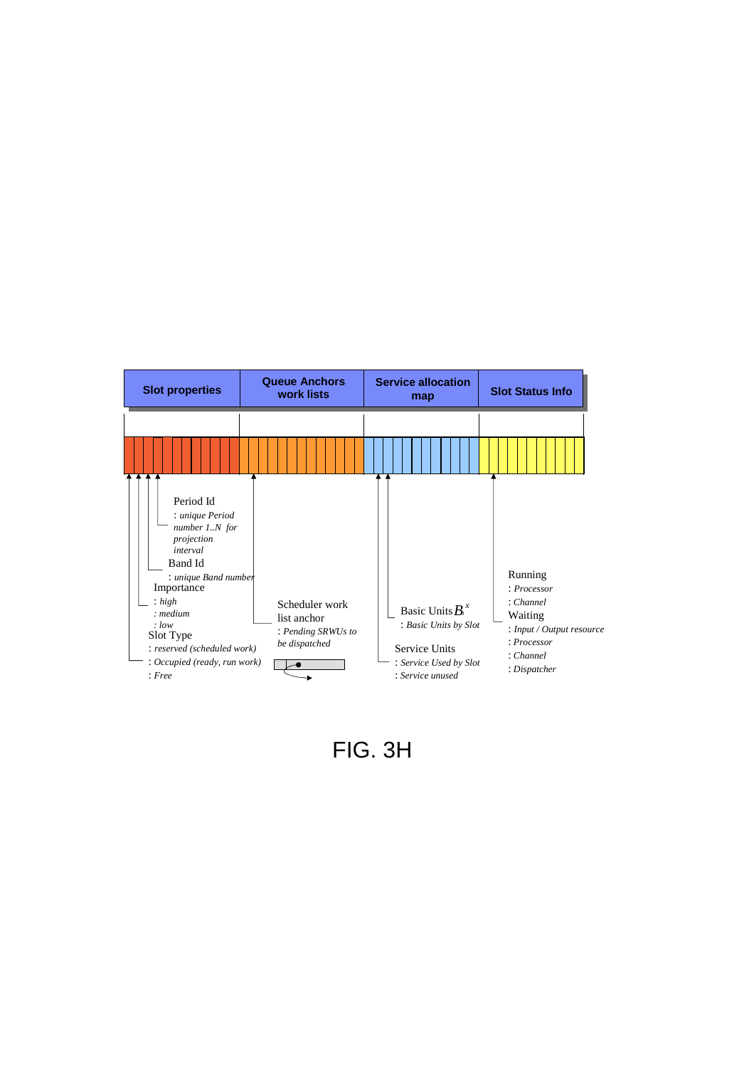| Slot properties | Queue Anchors work lists | Service allocation map | Slot Status Info |
|---|---|---|---|

Period Id
: *unique Period number 1..N for projection interval*

Band Id
: *unique Band number*

Importance
: *high*
: *medium*
: *low*

Slot Type
: *reserved (scheduled work)*
: *Occupied (ready, run work)*
: *Free*

Scheduler work list anchor
: *Pending SRWUs to be dispatched*

Basic Units $B_i^x$
: *Basic Units by Slot*

Service Units
: *Service Used by Slot*
: *Service unused*

Running
: *Processor*
: *Channel*

Waiting
: *Input / Output resource*
: *Processor*
: *Channel*
: *Dispatcher*

FIG. 3H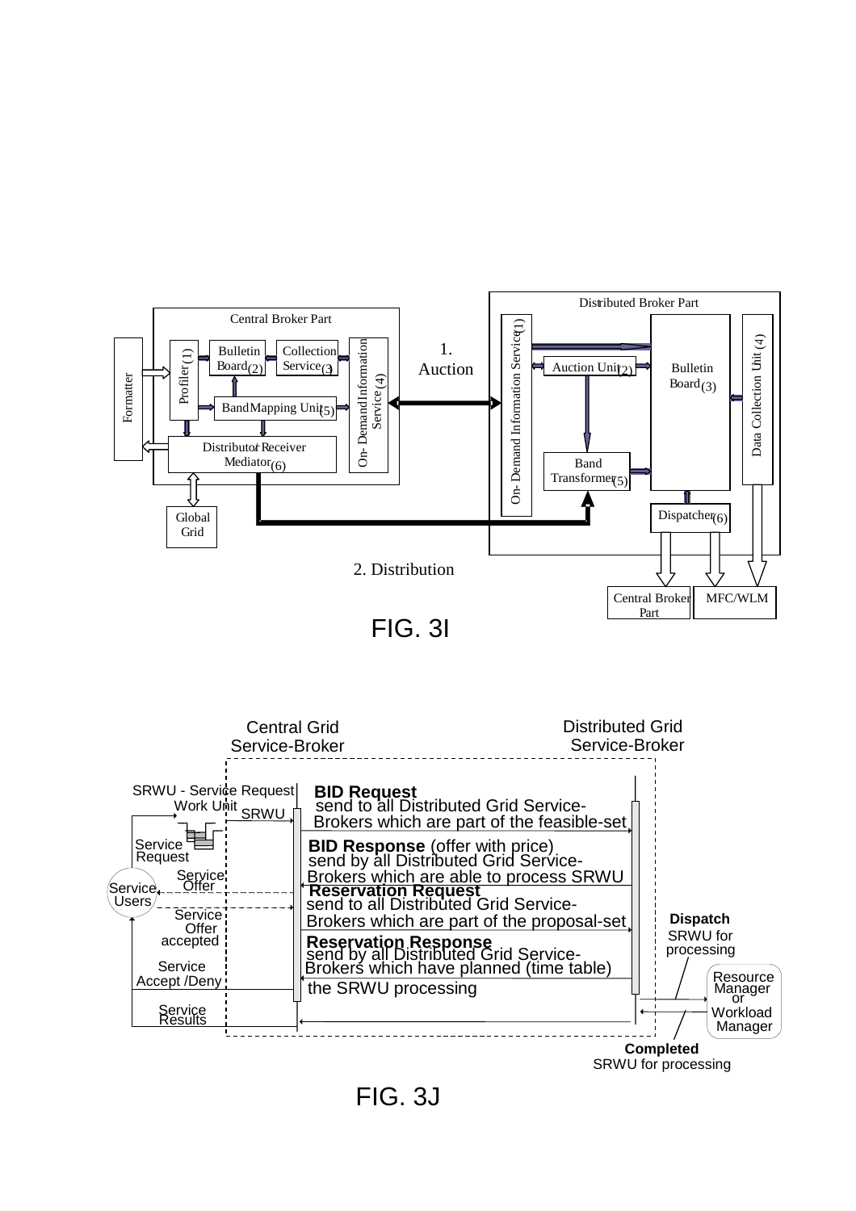Distributed Broker Part

Central Broker Part

Formatter

Profiler (1)

Bulletin Board (2)

Collection Service (3)

On-Demand Information Service (4)

Band Mapping Unit (5)

Distributor/Receiver Mediator (6)

Global Grid

1. Auction

On-Demand Information Service (1)

Auction Unit (2)

Bulletin Board (3)

Data Collection Unit (4)

Band Transformer (5)

Dispatcher (6)

2. Distribution

Central Broker Part

MFC/WLM

FIG. 3I

Central Grid Service-Broker

Distributed Grid Service-Broker

SRWU - Service Request Work Unit

SRWU

Service Request

Service Users

Service Offer

Service Offer accepted

Service Accept /Deny

Service Results

**BID Request** send to all Distributed Grid Service-Brokers which are part of the feasible-set

**BID Response** (offer with price) send by all Distributed Grid Service-Brokers which are able to process SRWU

**Reservation Request** send to all Distributed Grid Service-Brokers which are part of the proposal-set

**Reservation Response** send by all Distributed Grid Service-Brokers which have planned (time table) the SRWU processing

**Dispatch** SRWU for processing

Resource Manager or Workload Manager

**Completed** SRWU for processing

FIG. 3J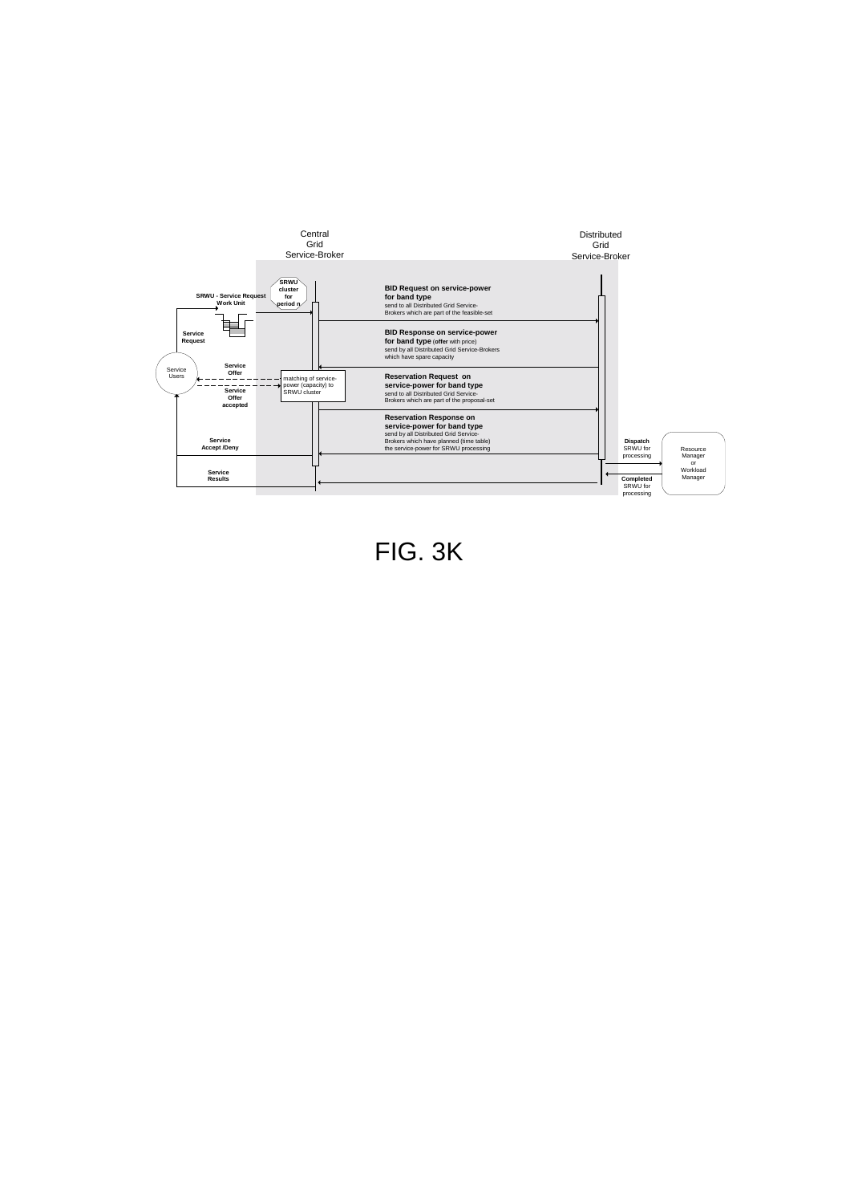Central Grid Service-Broker

Distributed Grid Service-Broker

SRWU cluster for period n

SRWU - Service Request Work Unit

Service Request

Service Users

Service Offer

Service Offer accepted

matching of service-power (capacity) to SRWU cluster

**BID Request on service-power for band type**
send to all Distributed Grid Service-Brokers which are part of the feasible-set

**BID Response on service-power for band type** (**offer** with price)
send by all Distributed Grid Service-Brokers which have spare capacity

**Reservation Request on service-power for band type**
send to all Distributed Grid Service-Brokers which are part of the proposal-set

**Reservation Response on service-power for band type**
send by all Distributed Grid Service-Brokers which have planned (time table) the service-power for SRWU processing

Service Accept /Deny

Service Results

**Dispatch** SRWU for processing

**Completed** SRWU for processing

Resource Manager or Workload Manager

FIG. 3K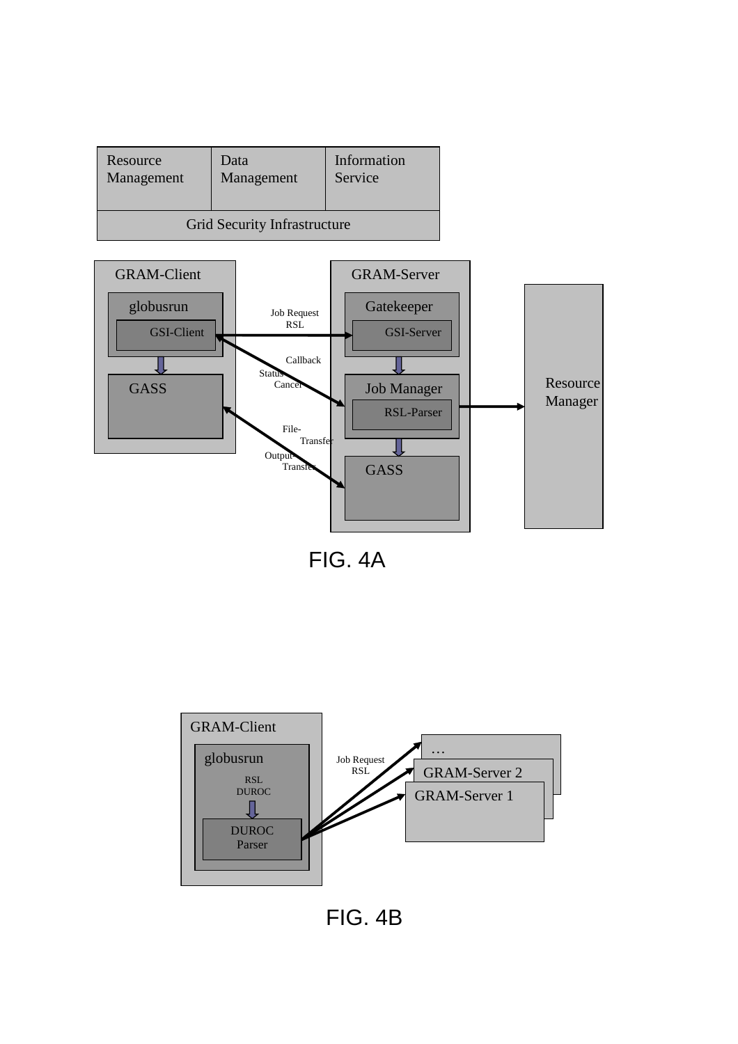| Resource Management | Data Management | Information Service |
|---|---|---|
| Grid Security Infrastructure | | |

GRAM-Client

globusrun

GSI-Client

GASS

Job Request RSL

Callback

Status

Cancel

File-Transfer

Output-Transfer

GRAM-Server

Gatekeeper

GSI-Server

Job Manager

RSL-Parser

GASS

Resource Manager

FIG. 4A

GRAM-Client

globusrun

RSL DUROC

DUROC Parser

Job Request RSL

…

GRAM-Server 2

GRAM-Server 1

FIG. 4B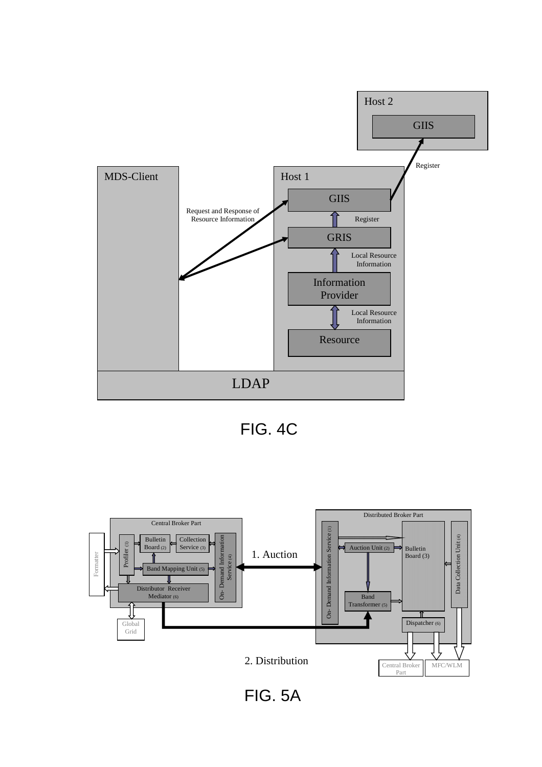Host 2

GIIS

Register

MDS-Client

Host 1

GIIS

Request and Response of Resource Information

Register

GRIS

Local Resource Information

Information Provider

Local Resource Information

Resource

LDAP

FIG. 4C

Central Broker Part

Formatter

Profiler (1)

Bulletin Board (2)

Collection Service (3)

On- Demand Information Service (4)

Band Mapping Unit (5)

Distributor Receiver Mediator (6)

Global Grid

1. Auction

Distributed Broker Part

On- Demand Information Service (1)

Auction Unit (2)

Bulletin Board (3)

Data Collection Unit (4)

Band Transformer (5)

Dispatcher (6)

2. Distribution

Central Broker Part

MFC/WLM

FIG. 5A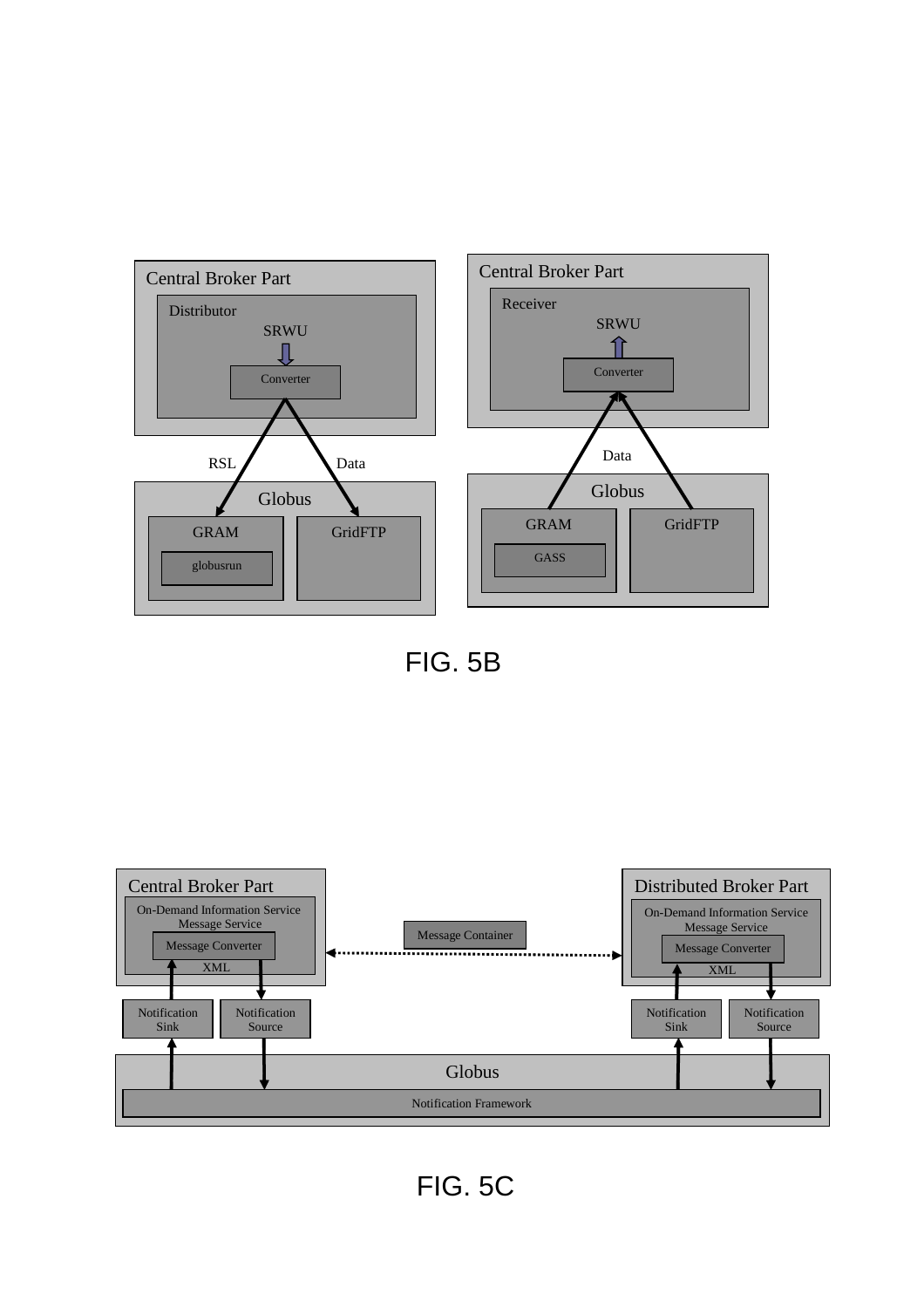Central Broker Part

Distributor

SRWU

Converter

RSL

Data

Globus

GRAM

globusrun

GridFTP

Central Broker Part

Receiver

SRWU

Converter

Data

Globus

GRAM

GASS

GridFTP

FIG. 5B

Central Broker Part

On-Demand Information Service Message Service

Message Converter

XML

Message Container

Distributed Broker Part

On-Demand Information Service Message Service

Message Converter

XML

Notification Sink

Notification Source

Notification Sink

Notification Source

Globus

Notification Framework

FIG. 5C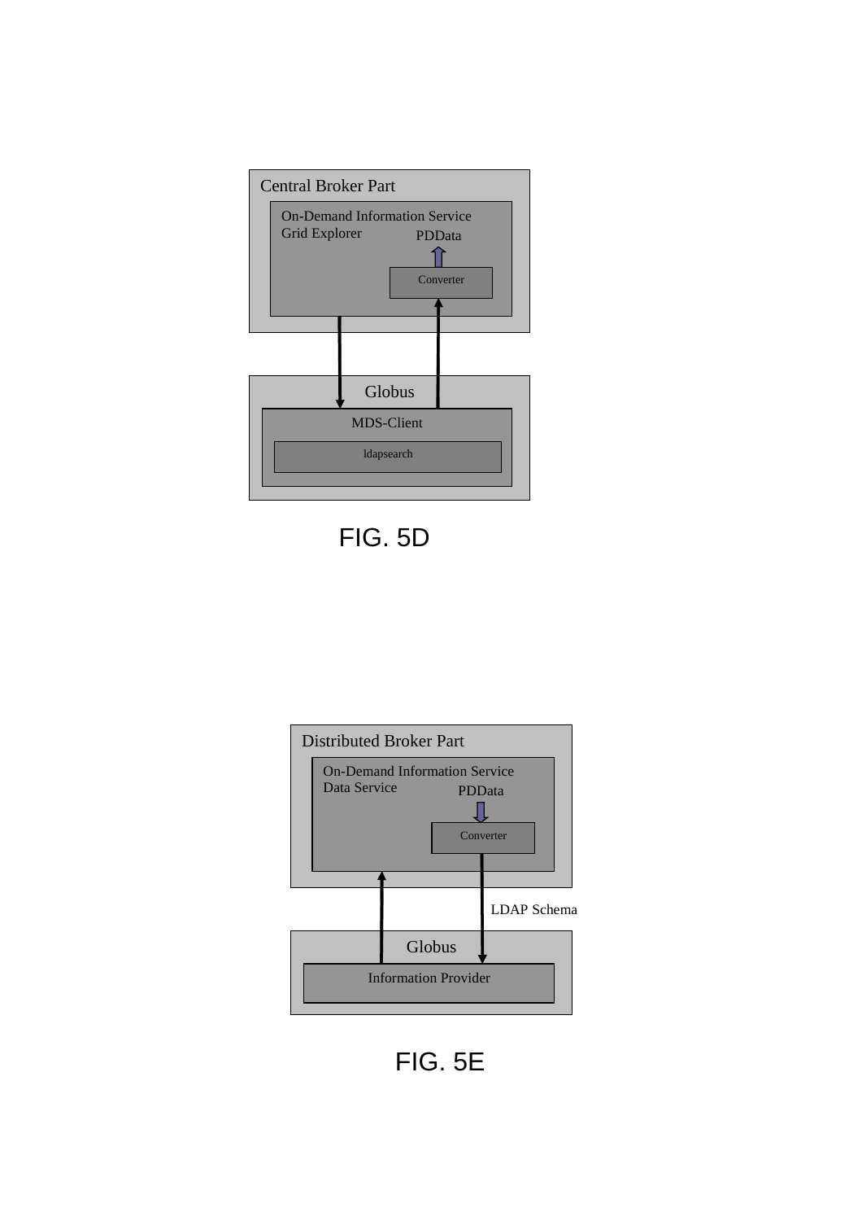Central Broker Part

On-Demand Information Service
Grid Explorer

PDData

Converter

Globus

MDS-Client

ldapsearch

FIG. 5D

Distributed Broker Part

On-Demand Information Service
Data Service

PDData

Converter

LDAP Schema

Globus

Information Provider

FIG. 5E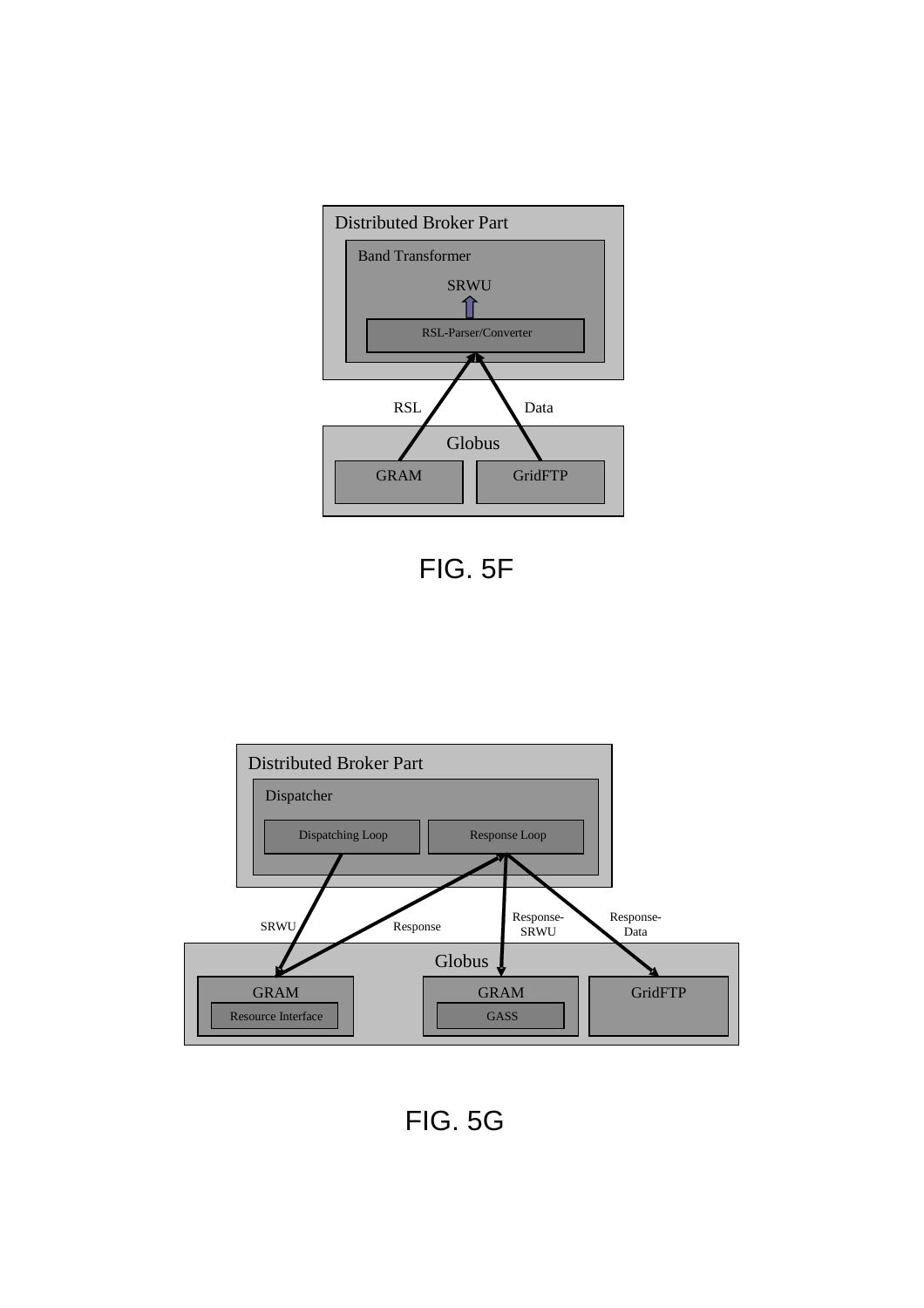Distributed Broker Part

Band Transformer

SRWU

RSL-Parser/Converter

RSL

Data

Globus

GRAM

GridFTP

FIG. 5F

Distributed Broker Part

Dispatcher

Dispatching Loop

Response Loop

SRWU

Response

Response-SRWU

Response-Data

Globus

GRAM

Resource Interface

GRAM

GASS

GridFTP

FIG. 5G